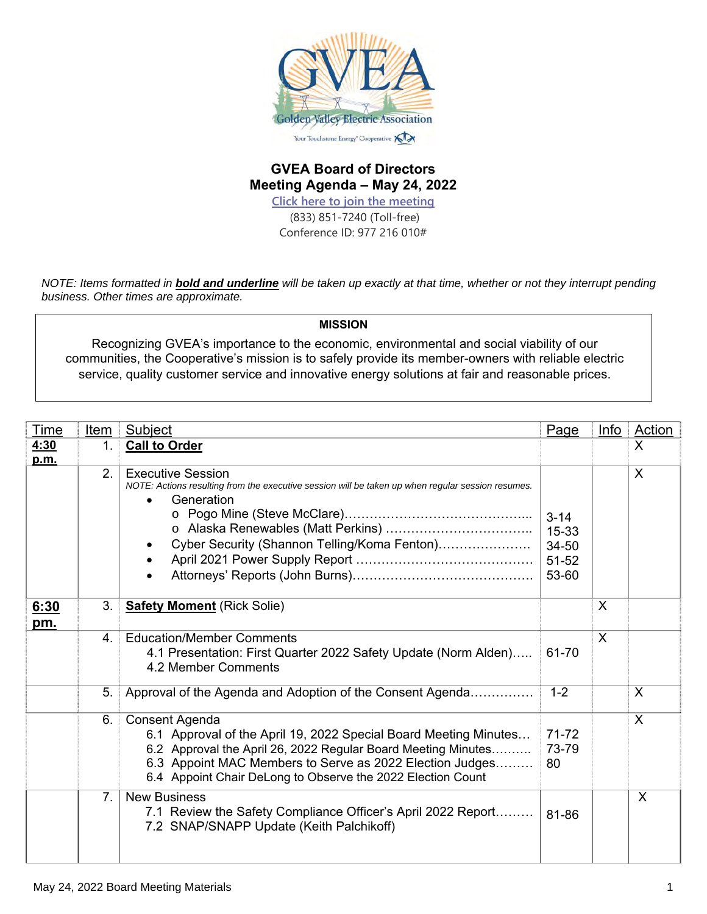# GVEA Board of Directors
## Meeting Agenda – May 24, 2022

Click here to join the meeting
(833) 851-7240 (Toll-free)
Conference ID: 977 216 010#

*NOTE: Items formatted in **bold and underline** will be taken up exactly at that time, whether or not they interrupt pending business. Other times are approximate.*

**MISSION**

Recognizing GVEA's importance to the economic, environmental and social viability of our communities, the Cooperative's mission is to safely provide its member-owners with reliable electric service, quality customer service and innovative energy solutions at fair and reasonable prices.

| Time | Item | Subject | Page | Info | Action |
|---|---|---|---|---|---|
| **4:30 p.m.** | 1. | **Call to Order** | | | X |
| | 2. | Executive Session<br>*NOTE: Actions resulting from the executive session will be taken up when regular session resumes.*<br>• Generation<br>o Pogo Mine (Steve McClare)…<br>o Alaska Renewables (Matt Perkins)…<br>• Cyber Security (Shannon Telling/Koma Fenton)…<br>• April 2021 Power Supply Report…<br>• Attorneys' Reports (John Burns)… | <br><br><br>3-14<br>15-33<br>34-50<br>51-52<br>53-60 | | X |
| **6:30 pm.** | 3. | **Safety Moment** (Rick Solie) | | X | |
| | 4. | Education/Member Comments<br>4.1 Presentation: First Quarter 2022 Safety Update (Norm Alden)…<br>4.2 Member Comments | <br>61-70 | X | |
| | 5. | Approval of the Agenda and Adoption of the Consent Agenda… | 1-2 | | X |
| | 6. | Consent Agenda<br>6.1 Approval of the April 19, 2022 Special Board Meeting Minutes…<br>6.2 Approval the April 26, 2022 Regular Board Meeting Minutes…<br>6.3 Appoint MAC Members to Serve as 2022 Election Judges…<br>6.4 Appoint Chair DeLong to Observe the 2022 Election Count | <br>71-72<br>73-79<br>80 | | X |
| | 7. | New Business<br>7.1 Review the Safety Compliance Officer's April 2022 Report…<br>7.2 SNAP/SNAPP Update (Keith Palchikoff) | <br>81-86 | | X |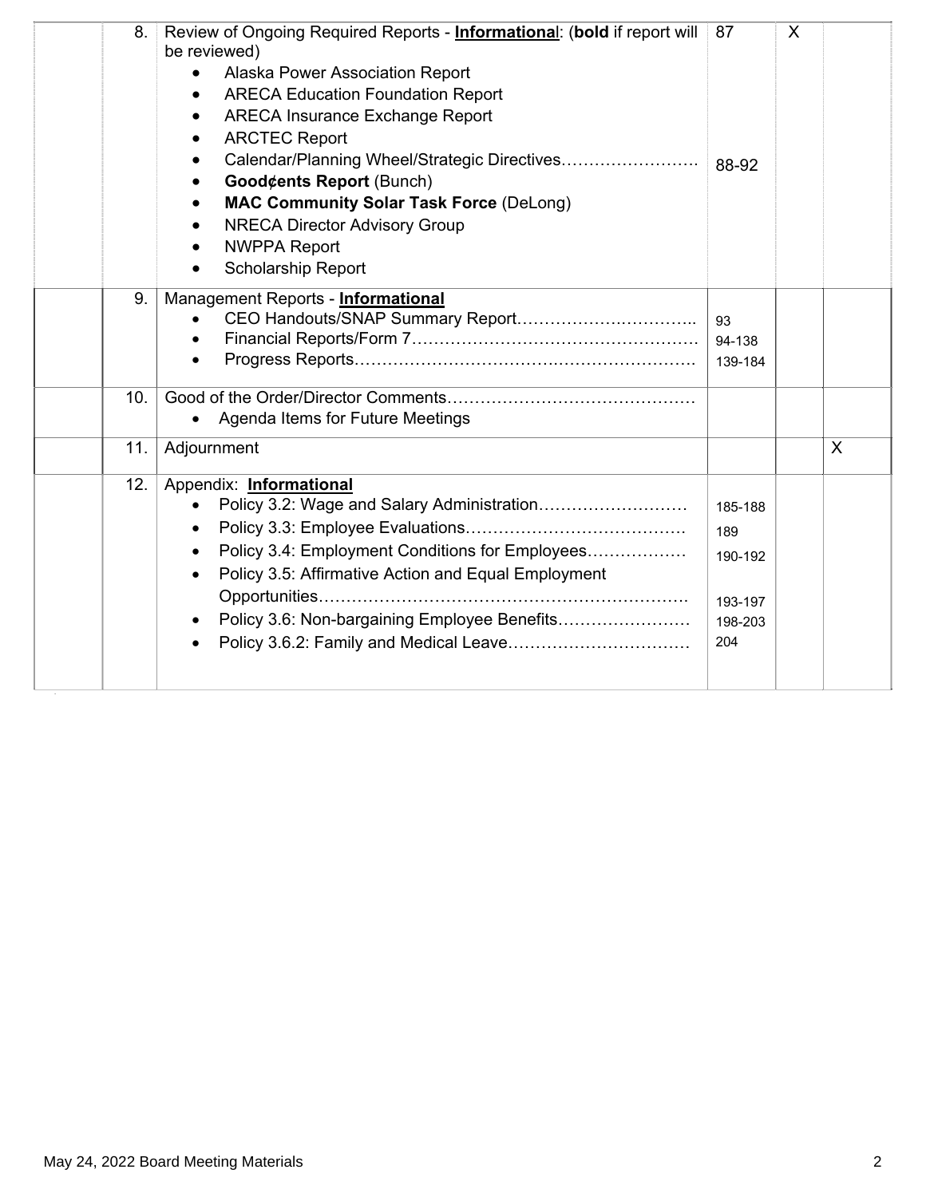| | | | | | |
|---|---|---|---|---|---|
| | 8. | Review of Ongoing Required Reports - **Informational**: (**bold** if report will be reviewed)<br>• Alaska Power Association Report<br>• ARECA Education Foundation Report<br>• ARECA Insurance Exchange Report<br>• ARCTEC Report<br>• Calendar/Planning Wheel/Strategic Directives……………………<br>• **Good¢ents Report** (Bunch)<br>• **MAC Community Solar Task Force** (DeLong)<br>• NRECA Director Advisory Group<br>• NWPPA Report<br>• Scholarship Report | 87<br><br>88-92 | X | |
| | 9. | Management Reports - **Informational**<br>• CEO Handouts/SNAP Summary Report…………………………..<br>• Financial Reports/Form 7……………………………………………<br>• Progress Reports…………………………………………………… | 93<br>94-138<br>139-184 | | |
| | 10. | Good of the Order/Director Comments………………………………………<br>• Agenda Items for Future Meetings | | | |
| | 11. | Adjournment | | | X |
| | 12. | Appendix: **Informational**<br>• Policy 3.2: Wage and Salary Administration………………………<br>• Policy 3.3: Employee Evaluations…………………………………<br>• Policy 3.4: Employment Conditions for Employees………………<br>• Policy 3.5: Affirmative Action and Equal Employment Opportunities…………………………………………………………<br>• Policy 3.6: Non-bargaining Employee Benefits……………………<br>• Policy 3.6.2: Family and Medical Leave…………………………… | 185-188<br>189<br>190-192<br><br>193-197<br>198-203<br>204 | | |

May 24, 2022 Board Meeting Materials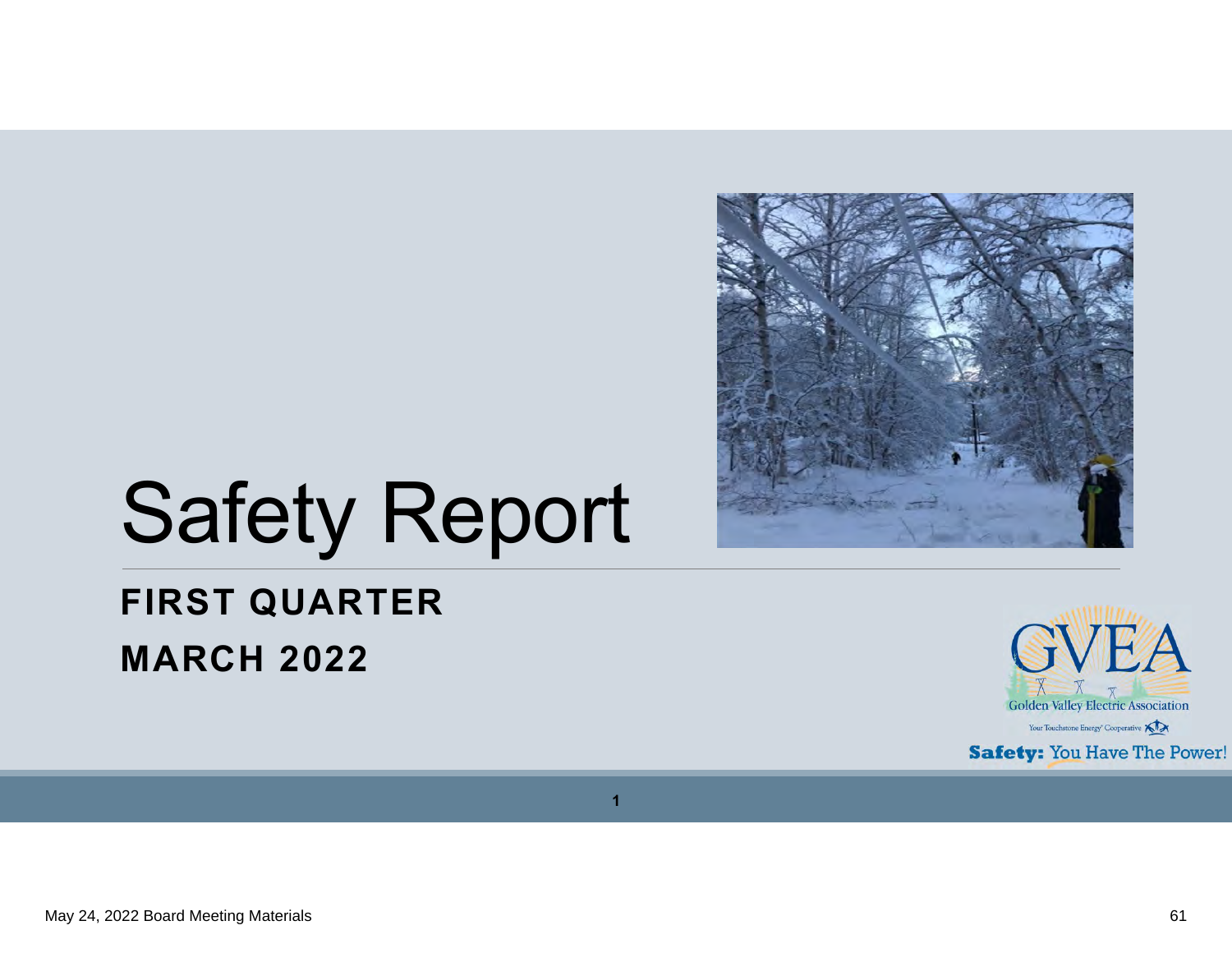# Safety Report

**FIRST QUARTER**

**MARCH 2022**

GVEA

Golden Valley Electric Association

Your Touchstone Energy® Cooperative

**Safety:** You Have The Power!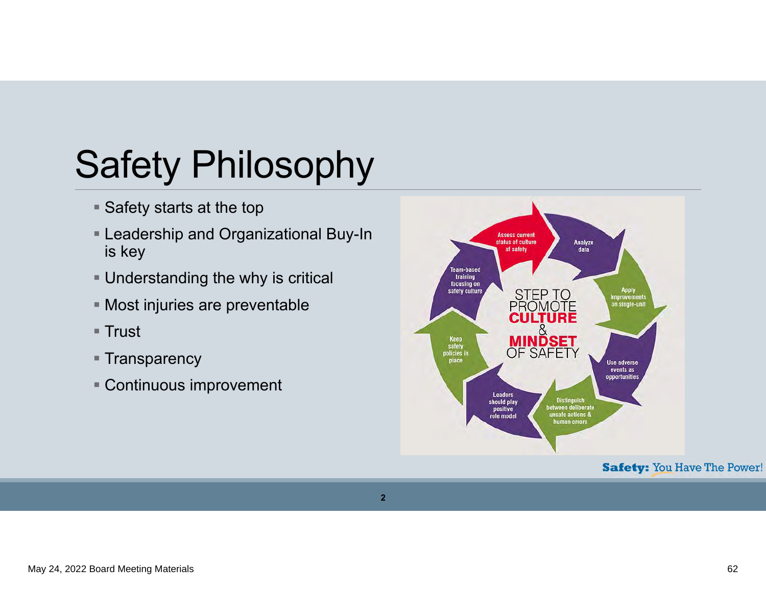# Safety Philosophy

- Safety starts at the top
- Leadership and Organizational Buy-In is key
- Understanding the why is critical
- Most injuries are preventable
- Trust
- Transparency
- Continuous improvement

STEP TO PROMOTE **CULTURE** & **MINDSET** OF SAFETY

- Assess current status of culture of safety
- Analyze data
- Apply improvements on single-unit
- Use adverse events as opportunities
- Distinguish between deliberate unsafe actions & human errors
- Leaders should play positive role model
- Keep safety policies in place
- Team-based training focusing on safety culture

**Safety:** You Have The Power!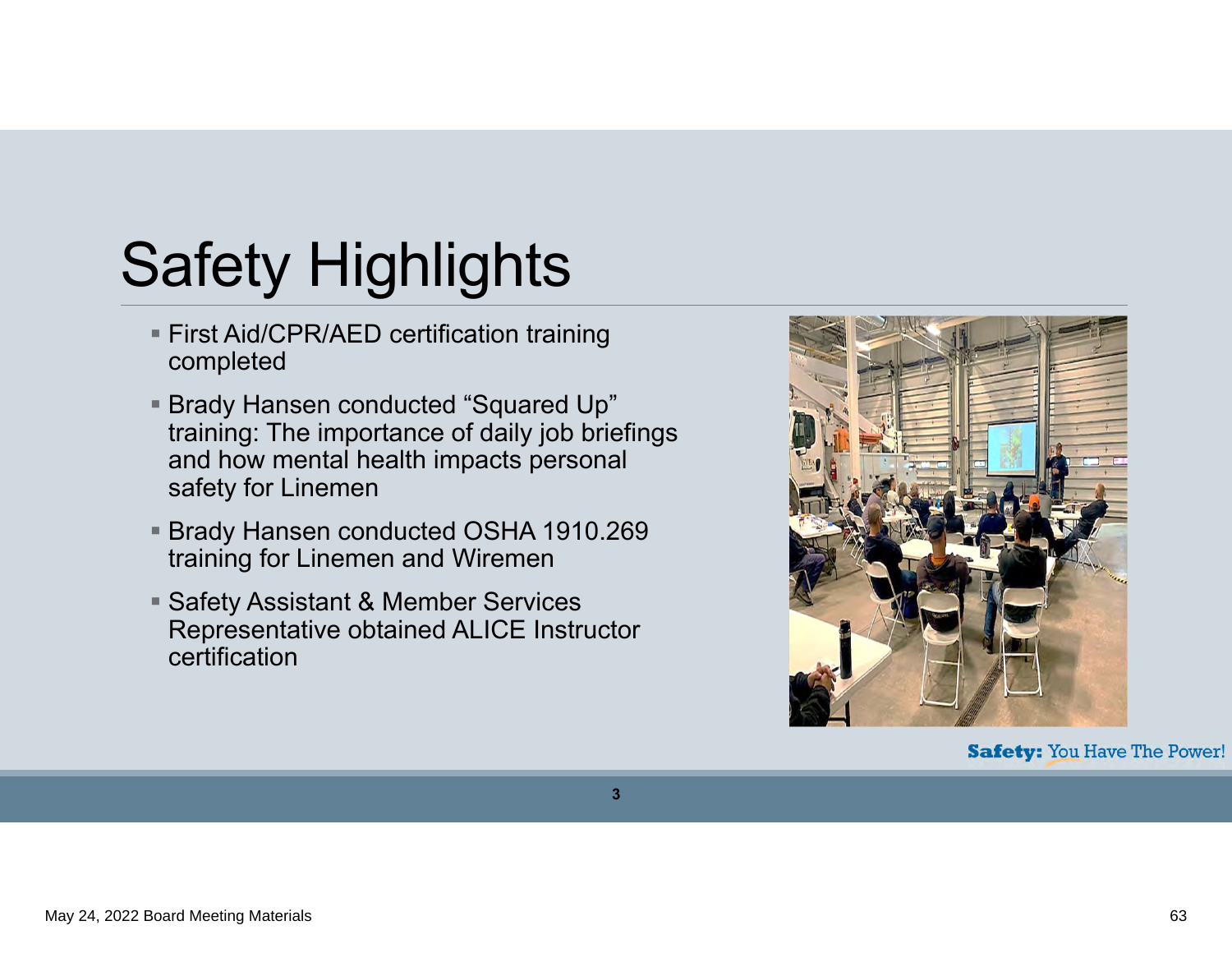# Safety Highlights

- First Aid/CPR/AED certification training completed
- Brady Hansen conducted "Squared Up" training: The importance of daily job briefings and how mental health impacts personal safety for Linemen
- Brady Hansen conducted OSHA 1910.269 training for Linemen and Wiremen
- Safety Assistant & Member Services Representative obtained ALICE Instructor certification

**Safety:** You Have The Power!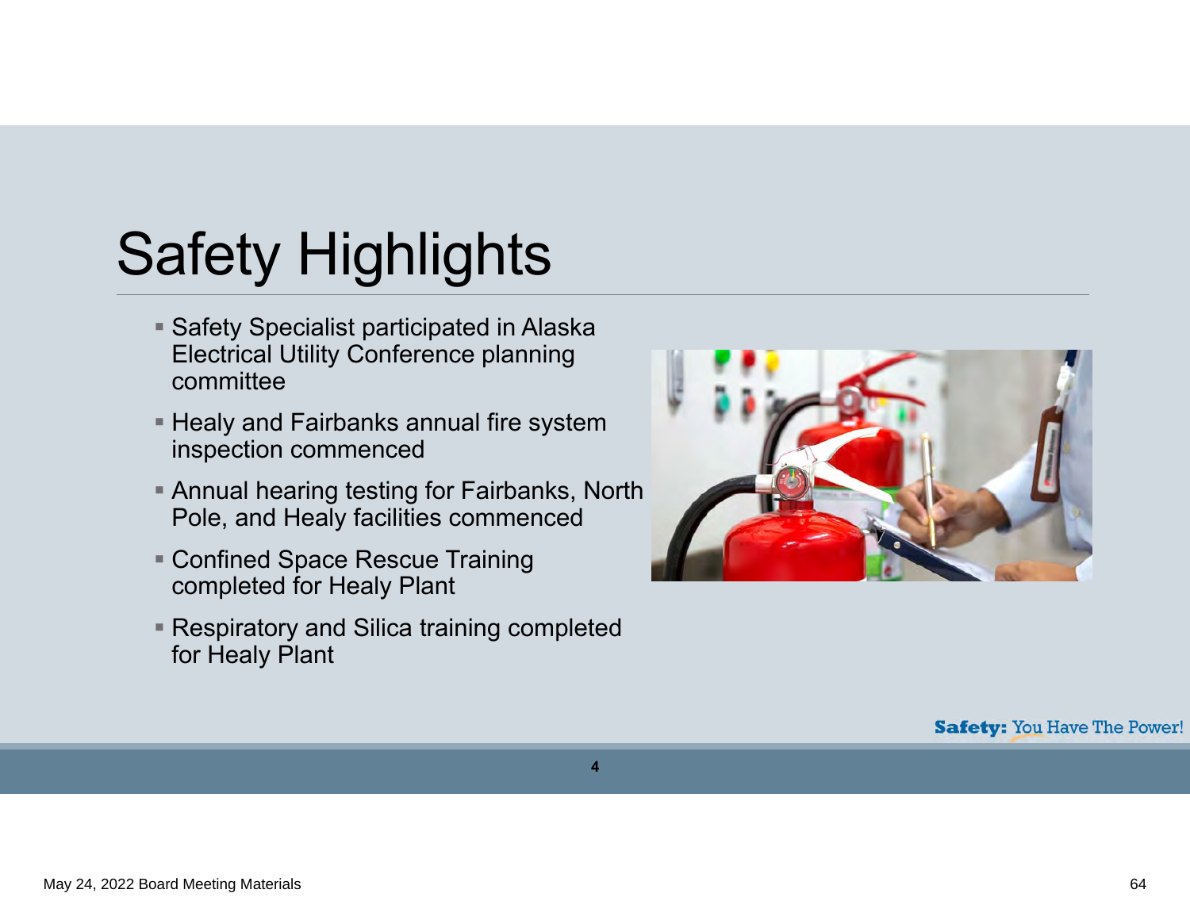# Safety Highlights

- Safety Specialist participated in Alaska Electrical Utility Conference planning committee
- Healy and Fairbanks annual fire system inspection commenced
- Annual hearing testing for Fairbanks, North Pole, and Healy facilities commenced
- Confined Space Rescue Training completed for Healy Plant
- Respiratory and Silica training completed for Healy Plant

**Safety:** You Have The Power!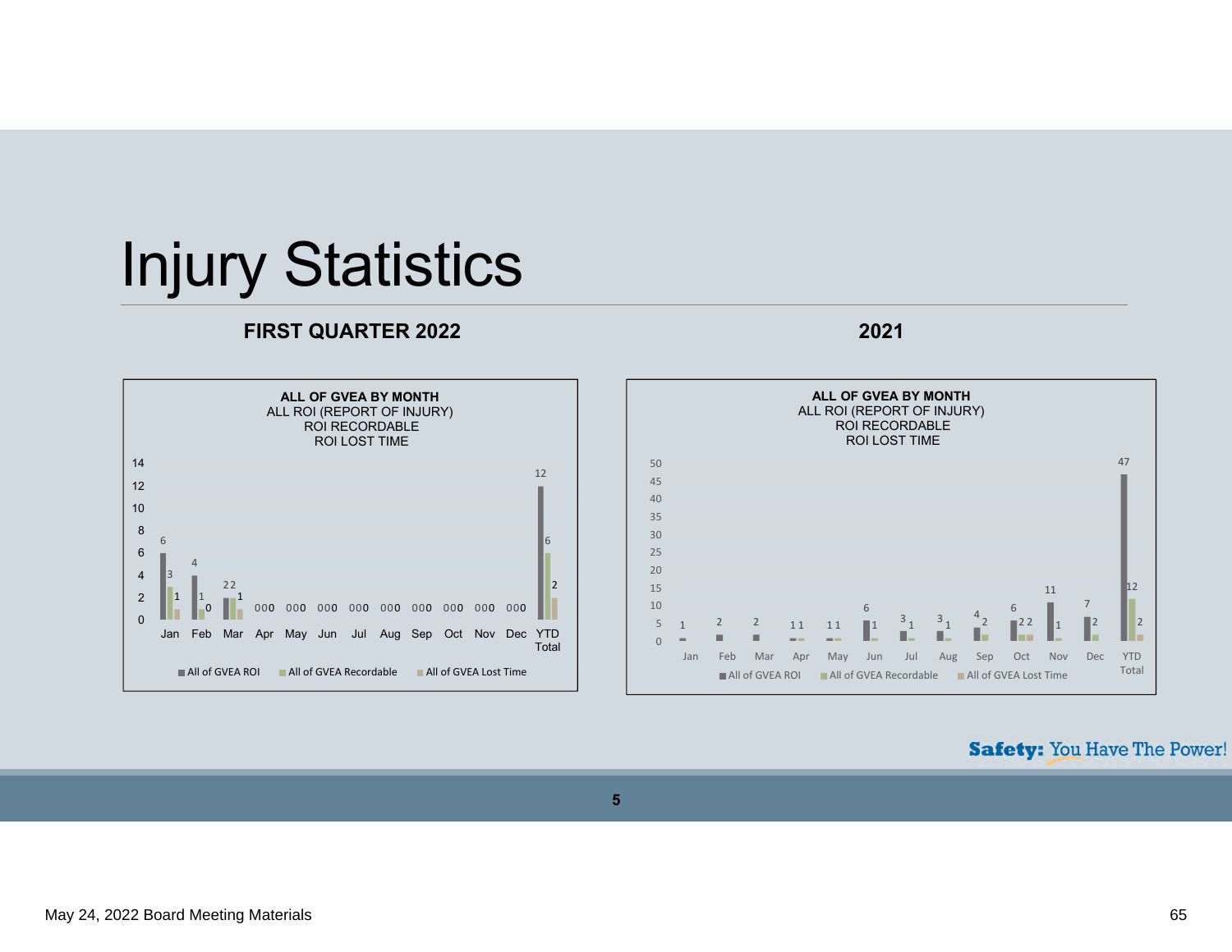# Injury Statistics

## FIRST QUARTER 2022

**ALL OF GVEA BY MONTH**
ALL ROI (REPORT OF INJURY)
ROI RECORDABLE
ROI LOST TIME

| | Jan | Feb | Mar | Apr | May | Jun | Jul | Aug | Sep | Oct | Nov | Dec | YTD Total |
|---|---|---|---|---|---|---|---|---|---|---|---|---|---|
| All of GVEA ROI | 6 | 4 | 2 | 0 | 0 | 0 | 0 | 0 | 0 | 0 | 0 | 0 | 12 |
| All of GVEA Recordable | 3 | 1 | 2 | 0 | 0 | 0 | 0 | 0 | 0 | 0 | 0 | 0 | 6 |
| All of GVEA Lost Time | 1 | 0 | 1 | 0 | 0 | 0 | 0 | 0 | 0 | 0 | 0 | 0 | 2 |

## 2021

**ALL OF GVEA BY MONTH**
ALL ROI (REPORT OF INJURY)
ROI RECORDABLE
ROI LOST TIME

| | Jan | Feb | Mar | Apr | May | Jun | Jul | Aug | Sep | Oct | Nov | Dec | YTD Total |
|---|---|---|---|---|---|---|---|---|---|---|---|---|---|
| All of GVEA ROI | 1 | 2 | 2 | 1 | 1 | 6 | 3 | 3 | 4 | 6 | 11 | 7 | 47 |
| All of GVEA Recordable | | | | 1 | 1 | 1 | 1 | 1 | 2 | 2 | 1 | 2 | 12 |
| All of GVEA Lost Time | | | | | | | | | | 2 | | | 2 |

**Safety:** You Have The Power!

May 24, 2022 Board Meeting Materials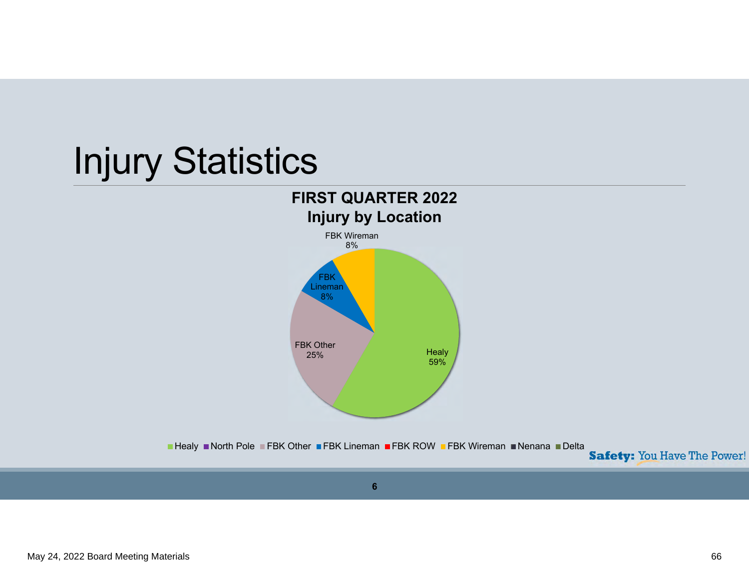# Injury Statistics

**FIRST QUARTER 2022**
**Injury by Location**

FBK Wireman 8%

FBK Lineman 8%

FBK Other 25%

Healy 59%

Healy | North Pole | FBK Other | FBK Lineman | FBK ROW | FBK Wireman | Nenana | Delta

**Safety:** You Have The Power!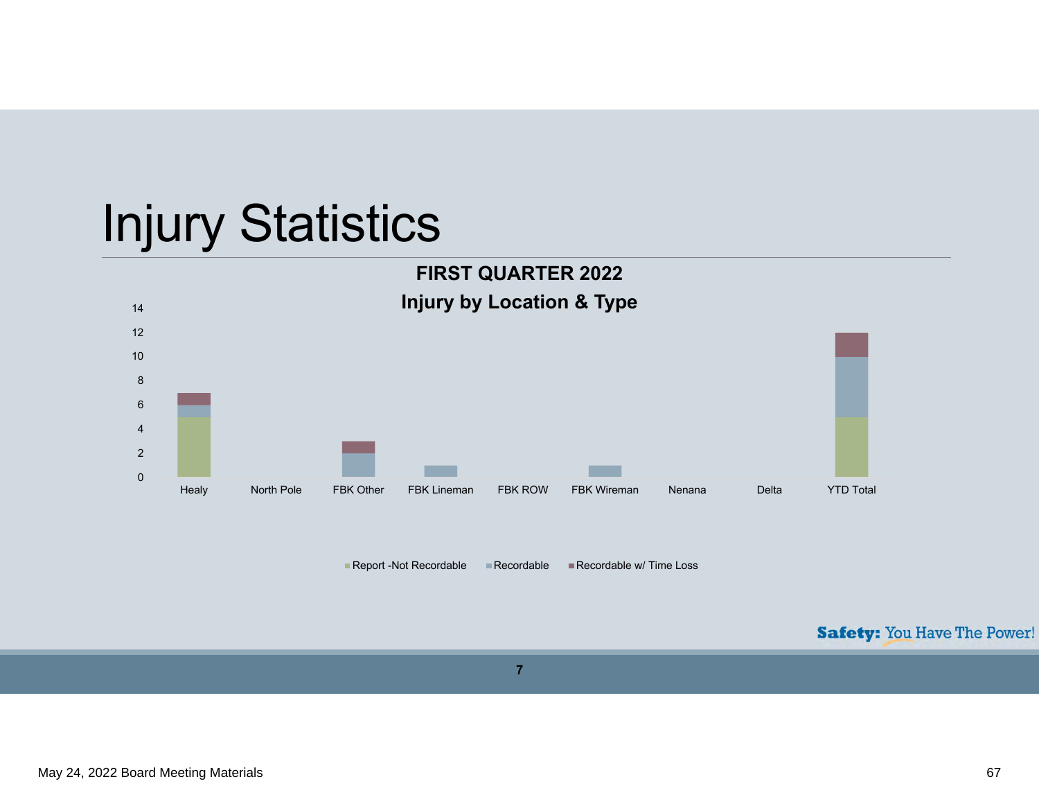# Injury Statistics

**FIRST QUARTER 2022**

**Injury by Location & Type**

| Location | Report -Not Recordable | Recordable | Recordable w/ Time Loss |
|---|---|---|---|
| Healy | 5 | 1 | 1 |
| North Pole | | | |
| FBK Other | | 2 | 1 |
| FBK Lineman | | 1 | |
| FBK ROW | | | |
| FBK Wireman | | 1 | |
| Nenana | | | |
| Delta | | | |
| YTD Total | 5 | 5 | 2 |

Safety: You Have The Power!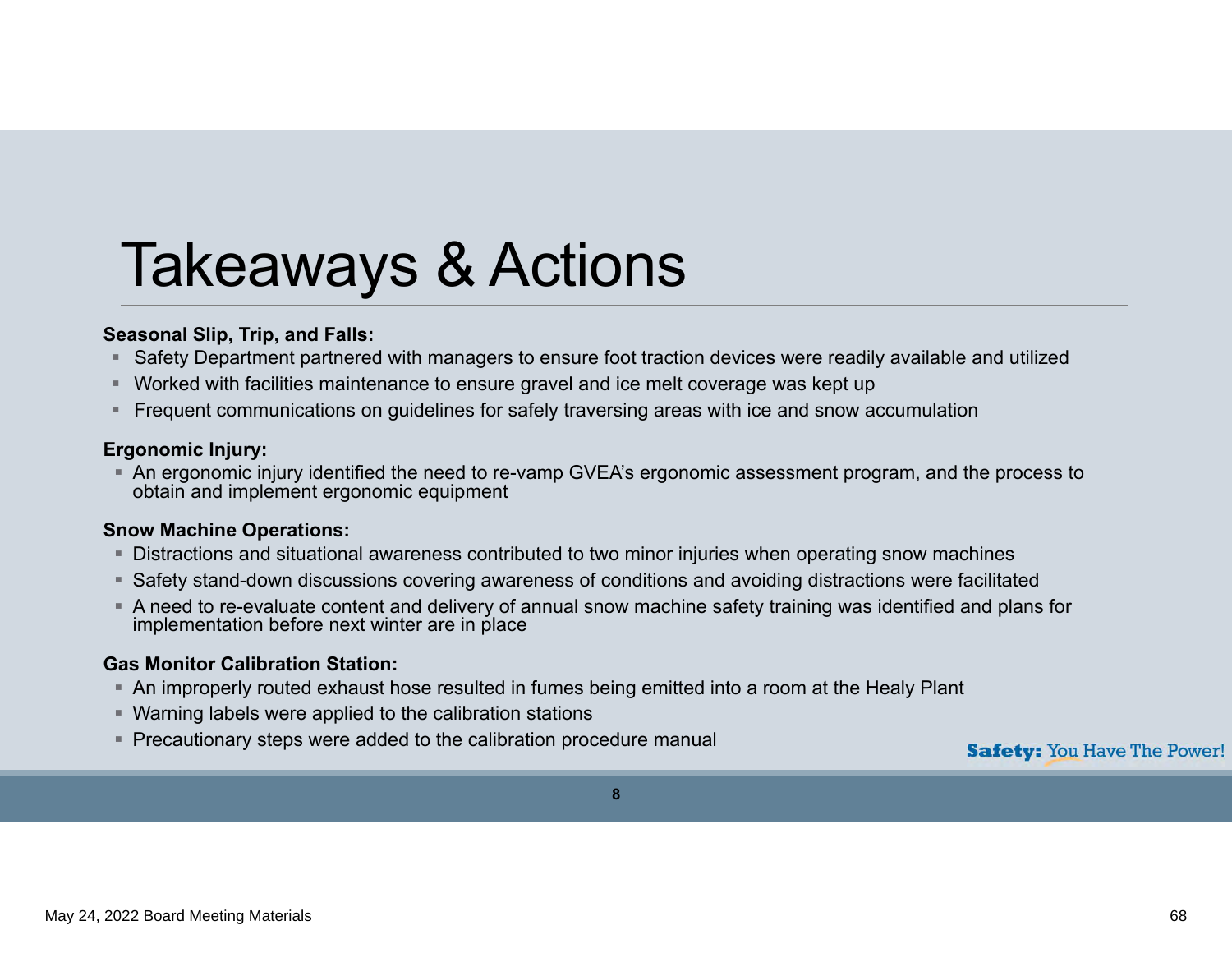# Takeaways & Actions

**Seasonal Slip, Trip, and Falls:**

- Safety Department partnered with managers to ensure foot traction devices were readily available and utilized
- Worked with facilities maintenance to ensure gravel and ice melt coverage was kept up
- Frequent communications on guidelines for safely traversing areas with ice and snow accumulation

**Ergonomic Injury:**

- An ergonomic injury identified the need to re-vamp GVEA's ergonomic assessment program, and the process to obtain and implement ergonomic equipment

**Snow Machine Operations:**

- Distractions and situational awareness contributed to two minor injuries when operating snow machines
- Safety stand-down discussions covering awareness of conditions and avoiding distractions were facilitated
- A need to re-evaluate content and delivery of annual snow machine safety training was identified and plans for implementation before next winter are in place

**Gas Monitor Calibration Station:**

- An improperly routed exhaust hose resulted in fumes being emitted into a room at the Healy Plant
- Warning labels were applied to the calibration stations
- Precautionary steps were added to the calibration procedure manual

**Safety:** You Have The Power!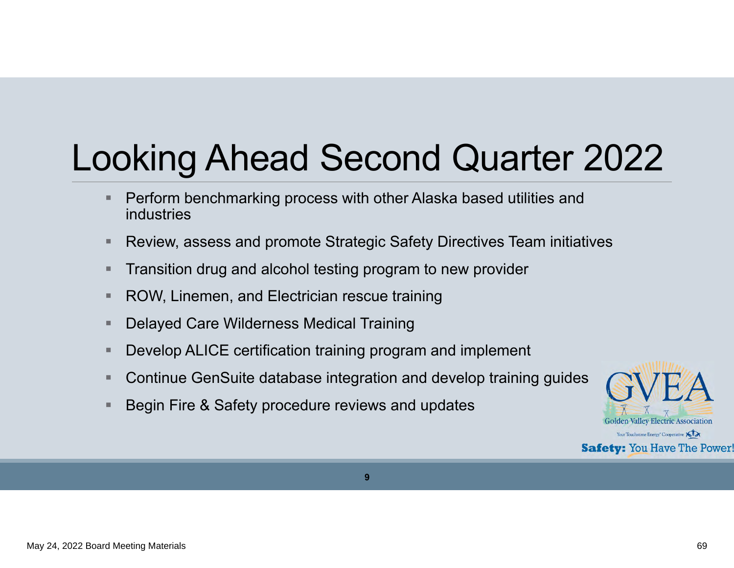# Looking Ahead Second Quarter 2022

- Perform benchmarking process with other Alaska based utilities and industries
- Review, assess and promote Strategic Safety Directives Team initiatives
- Transition drug and alcohol testing program to new provider
- ROW, Linemen, and Electrician rescue training
- Delayed Care Wilderness Medical Training
- Develop ALICE certification training program and implement
- Continue GenSuite database integration and develop training guides
- Begin Fire & Safety procedure reviews and updates

GVEA
Golden Valley Electric Association
Your Touchstone Energy® Cooperative
**Safety:** You Have The Power!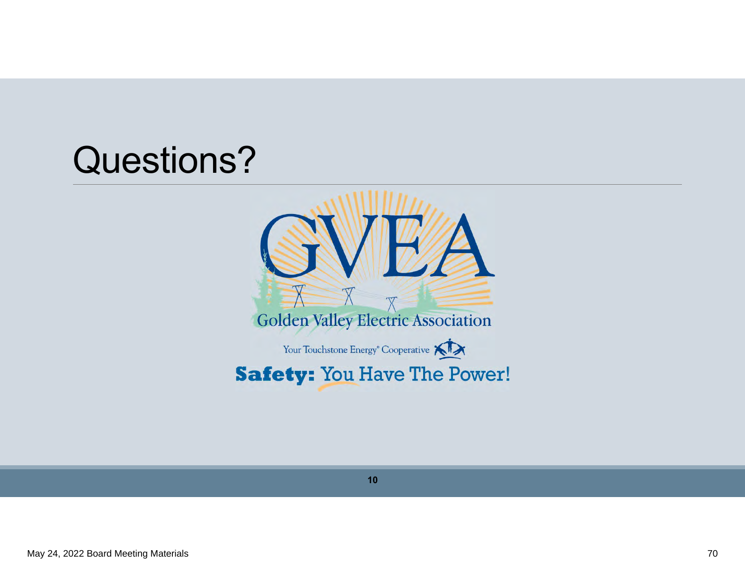# Questions?

GVEA

Golden Valley Electric Association

Your Touchstone Energy® Cooperative

**Safety:** You Have The Power!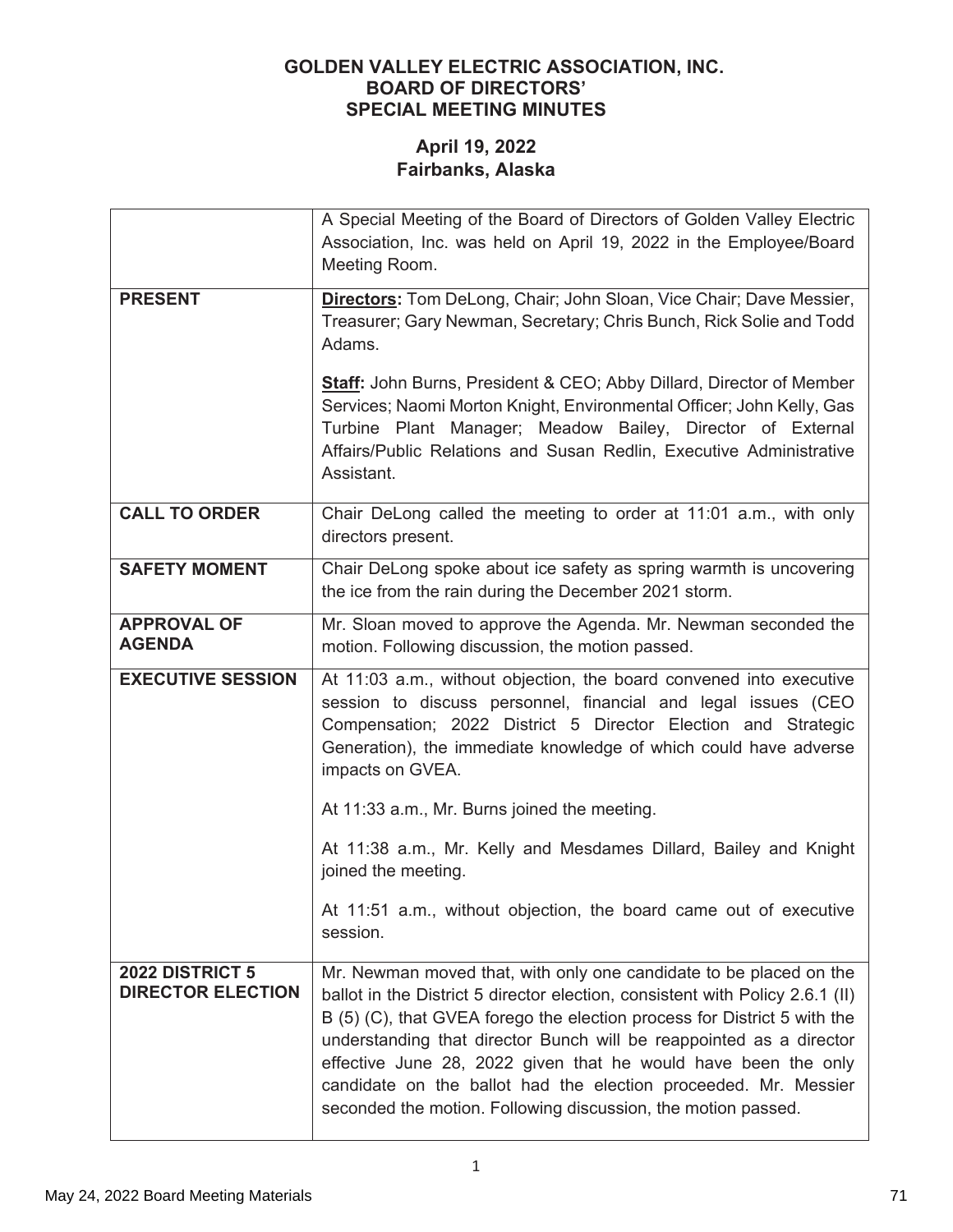# GOLDEN VALLEY ELECTRIC ASSOCIATION, INC.
## BOARD OF DIRECTORS'
## SPECIAL MEETING MINUTES

### April 19, 2022
### Fairbanks, Alaska

| | |
|---|---|
| | A Special Meeting of the Board of Directors of Golden Valley Electric Association, Inc. was held on April 19, 2022 in the Employee/Board Meeting Room. |
| **PRESENT** | **Directors:** Tom DeLong, Chair; John Sloan, Vice Chair; Dave Messier, Treasurer; Gary Newman, Secretary; Chris Bunch, Rick Solie and Todd Adams.<br><br>**Staff:** John Burns, President & CEO; Abby Dillard, Director of Member Services; Naomi Morton Knight, Environmental Officer; John Kelly, Gas Turbine Plant Manager; Meadow Bailey, Director of External Affairs/Public Relations and Susan Redlin, Executive Administrative Assistant. |
| **CALL TO ORDER** | Chair DeLong called the meeting to order at 11:01 a.m., with only directors present. |
| **SAFETY MOMENT** | Chair DeLong spoke about ice safety as spring warmth is uncovering the ice from the rain during the December 2021 storm. |
| **APPROVAL OF AGENDA** | Mr. Sloan moved to approve the Agenda. Mr. Newman seconded the motion. Following discussion, the motion passed. |
| **EXECUTIVE SESSION** | At 11:03 a.m., without objection, the board convened into executive session to discuss personnel, financial and legal issues (CEO Compensation; 2022 District 5 Director Election and Strategic Generation), the immediate knowledge of which could have adverse impacts on GVEA.<br><br>At 11:33 a.m., Mr. Burns joined the meeting.<br><br>At 11:38 a.m., Mr. Kelly and Mesdames Dillard, Bailey and Knight joined the meeting.<br><br>At 11:51 a.m., without objection, the board came out of executive session. |
| **2022 DISTRICT 5 DIRECTOR ELECTION** | Mr. Newman moved that, with only one candidate to be placed on the ballot in the District 5 director election, consistent with Policy 2.6.1 (II) B (5) (C), that GVEA forego the election process for District 5 with the understanding that director Bunch will be reappointed as a director effective June 28, 2022 given that he would have been the only candidate on the ballot had the election proceeded. Mr. Messier seconded the motion. Following discussion, the motion passed. |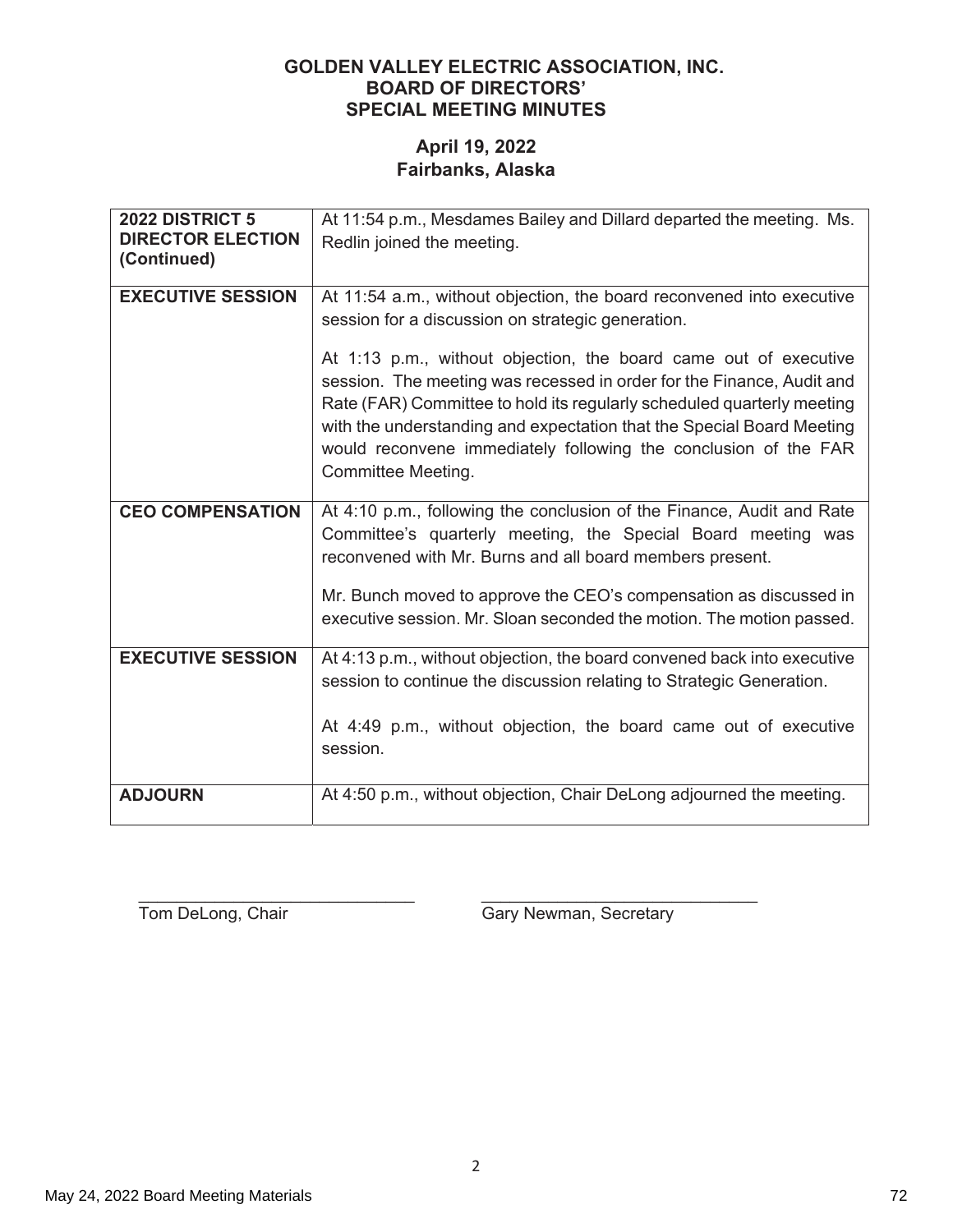**GOLDEN VALLEY ELECTRIC ASSOCIATION, INC.**
**BOARD OF DIRECTORS'**
**SPECIAL MEETING MINUTES**

**April 19, 2022**
**Fairbanks, Alaska**

| | |
|---|---|
| **2022 DISTRICT 5 DIRECTOR ELECTION (Continued)** | At 11:54 p.m., Mesdames Bailey and Dillard departed the meeting. Ms. Redlin joined the meeting. |
| **EXECUTIVE SESSION** | At 11:54 a.m., without objection, the board reconvened into executive session for a discussion on strategic generation.<br><br>At 1:13 p.m., without objection, the board came out of executive session. The meeting was recessed in order for the Finance, Audit and Rate (FAR) Committee to hold its regularly scheduled quarterly meeting with the understanding and expectation that the Special Board Meeting would reconvene immediately following the conclusion of the FAR Committee Meeting. |
| **CEO COMPENSATION** | At 4:10 p.m., following the conclusion of the Finance, Audit and Rate Committee's quarterly meeting, the Special Board meeting was reconvened with Mr. Burns and all board members present.<br><br>Mr. Bunch moved to approve the CEO's compensation as discussed in executive session. Mr. Sloan seconded the motion. The motion passed. |
| **EXECUTIVE SESSION** | At 4:13 p.m., without objection, the board convened back into executive session to continue the discussion relating to Strategic Generation.<br><br>At 4:49 p.m., without objection, the board came out of executive session. |
| **ADJOURN** | At 4:50 p.m., without objection, Chair DeLong adjourned the meeting. |

_____________________________ _____________________________
Tom DeLong, Chair Gary Newman, Secretary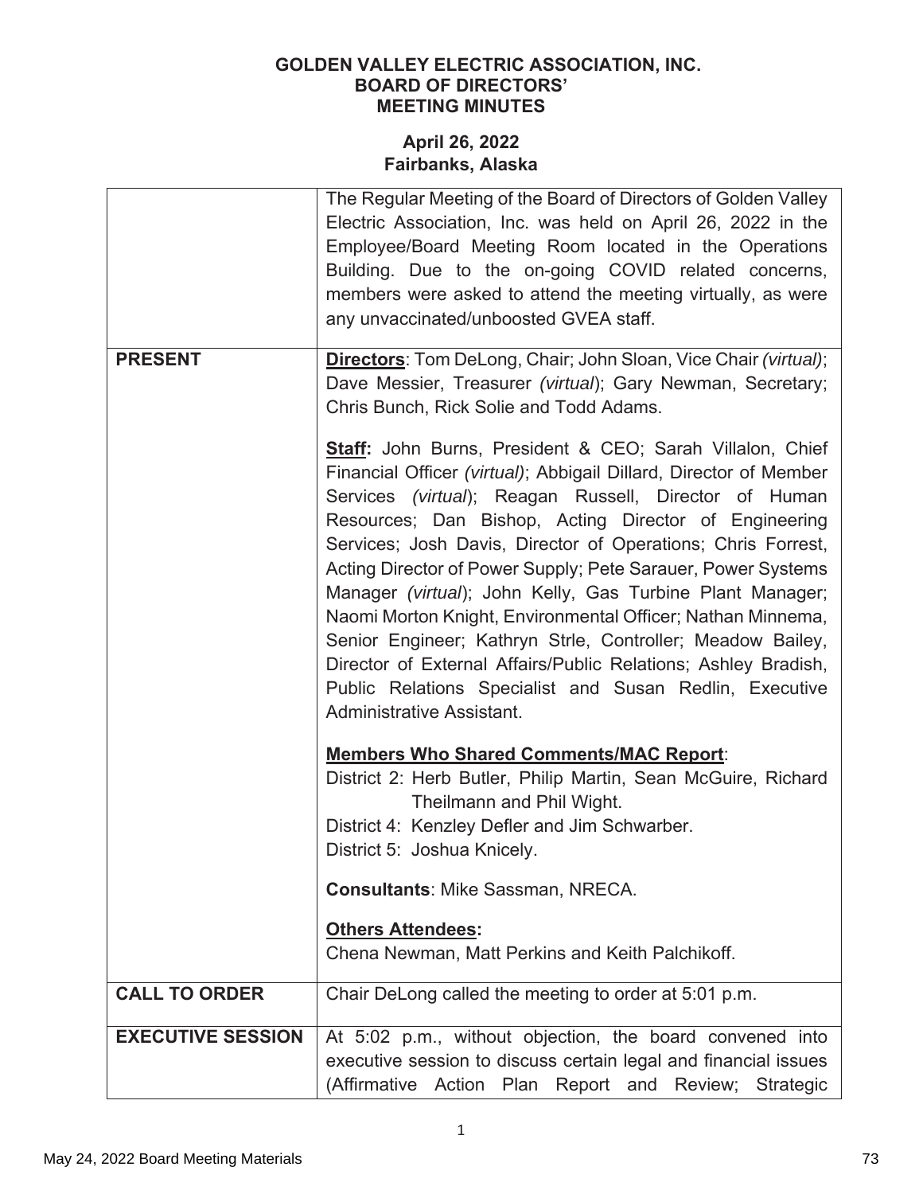**GOLDEN VALLEY ELECTRIC ASSOCIATION, INC.**
**BOARD OF DIRECTORS'**
**MEETING MINUTES**

**April 26, 2022**
**Fairbanks, Alaska**

| | |
|---|---|
| | The Regular Meeting of the Board of Directors of Golden Valley Electric Association, Inc. was held on April 26, 2022 in the Employee/Board Meeting Room located in the Operations Building. Due to the on-going COVID related concerns, members were asked to attend the meeting virtually, as were any unvaccinated/unboosted GVEA staff. |
| **PRESENT** | **Directors**: Tom DeLong, Chair; John Sloan, Vice Chair *(virtual)*; Dave Messier, Treasurer *(virtual)*; Gary Newman, Secretary; Chris Bunch, Rick Solie and Todd Adams.<br><br>**Staff:** John Burns, President & CEO; Sarah Villalon, Chief Financial Officer *(virtual)*; Abbigail Dillard, Director of Member Services *(virtual)*; Reagan Russell, Director of Human Resources; Dan Bishop, Acting Director of Engineering Services; Josh Davis, Director of Operations; Chris Forrest, Acting Director of Power Supply; Pete Sarauer, Power Systems Manager *(virtual)*; John Kelly, Gas Turbine Plant Manager; Naomi Morton Knight, Environmental Officer; Nathan Minnema, Senior Engineer; Kathryn Strle, Controller; Meadow Bailey, Director of External Affairs/Public Relations; Ashley Bradish, Public Relations Specialist and Susan Redlin, Executive Administrative Assistant.<br><br>**Members Who Shared Comments/MAC Report**:<br>District 2: Herb Butler, Philip Martin, Sean McGuire, Richard Theilmann and Phil Wight.<br>District 4: Kenzley Defler and Jim Schwarber.<br>District 5: Joshua Knicely.<br><br>**Consultants**: Mike Sassman, NRECA.<br><br>**Others Attendees:**<br>Chena Newman, Matt Perkins and Keith Palchikoff. |
| **CALL TO ORDER** | Chair DeLong called the meeting to order at 5:01 p.m. |
| **EXECUTIVE SESSION** | At 5:02 p.m., without objection, the board convened into executive session to discuss certain legal and financial issues (Affirmative Action Plan Report and Review; Strategic |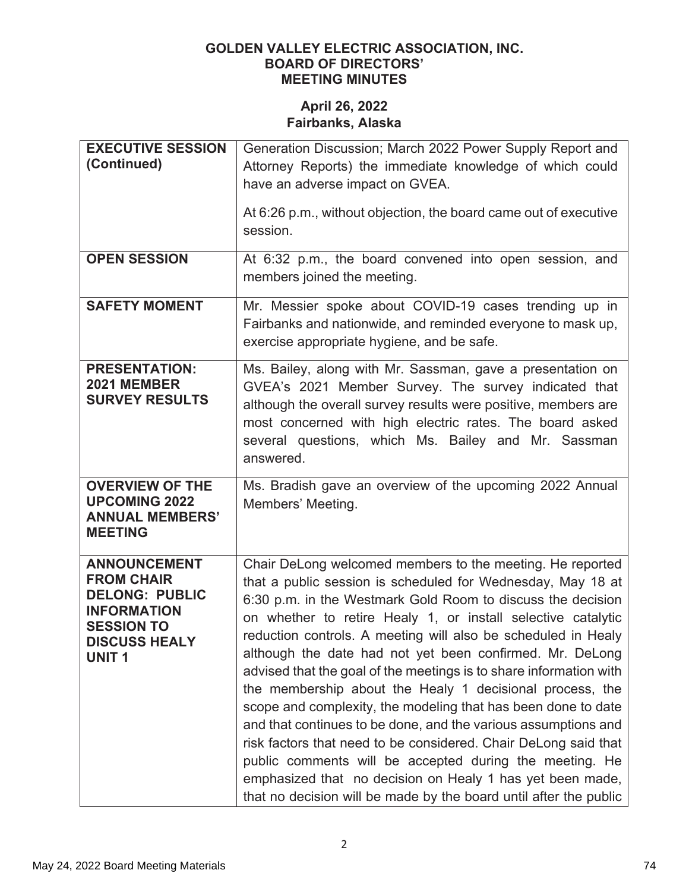**GOLDEN VALLEY ELECTRIC ASSOCIATION, INC.**
**BOARD OF DIRECTORS'**
**MEETING MINUTES**

**April 26, 2022**
**Fairbanks, Alaska**

| | |
|---|---|
| **EXECUTIVE SESSION (Continued)** | Generation Discussion; March 2022 Power Supply Report and Attorney Reports) the immediate knowledge of which could have an adverse impact on GVEA.<br><br>At 6:26 p.m., without objection, the board came out of executive session. |
| **OPEN SESSION** | At 6:32 p.m., the board convened into open session, and members joined the meeting. |
| **SAFETY MOMENT** | Mr. Messier spoke about COVID-19 cases trending up in Fairbanks and nationwide, and reminded everyone to mask up, exercise appropriate hygiene, and be safe. |
| **PRESENTATION: 2021 MEMBER SURVEY RESULTS** | Ms. Bailey, along with Mr. Sassman, gave a presentation on GVEA's 2021 Member Survey. The survey indicated that although the overall survey results were positive, members are most concerned with high electric rates. The board asked several questions, which Ms. Bailey and Mr. Sassman answered. |
| **OVERVIEW OF THE UPCOMING 2022 ANNUAL MEMBERS' MEETING** | Ms. Bradish gave an overview of the upcoming 2022 Annual Members' Meeting. |
| **ANNOUNCEMENT FROM CHAIR DELONG: PUBLIC INFORMATION SESSION TO DISCUSS HEALY UNIT 1** | Chair DeLong welcomed members to the meeting. He reported that a public session is scheduled for Wednesday, May 18 at 6:30 p.m. in the Westmark Gold Room to discuss the decision on whether to retire Healy 1, or install selective catalytic reduction controls. A meeting will also be scheduled in Healy although the date had not yet been confirmed. Mr. DeLong advised that the goal of the meetings is to share information with the membership about the Healy 1 decisional process, the scope and complexity, the modeling that has been done to date and that continues to be done, and the various assumptions and risk factors that need to be considered. Chair DeLong said that public comments will be accepted during the meeting. He emphasized that no decision on Healy 1 has yet been made, that no decision will be made by the board until after the public |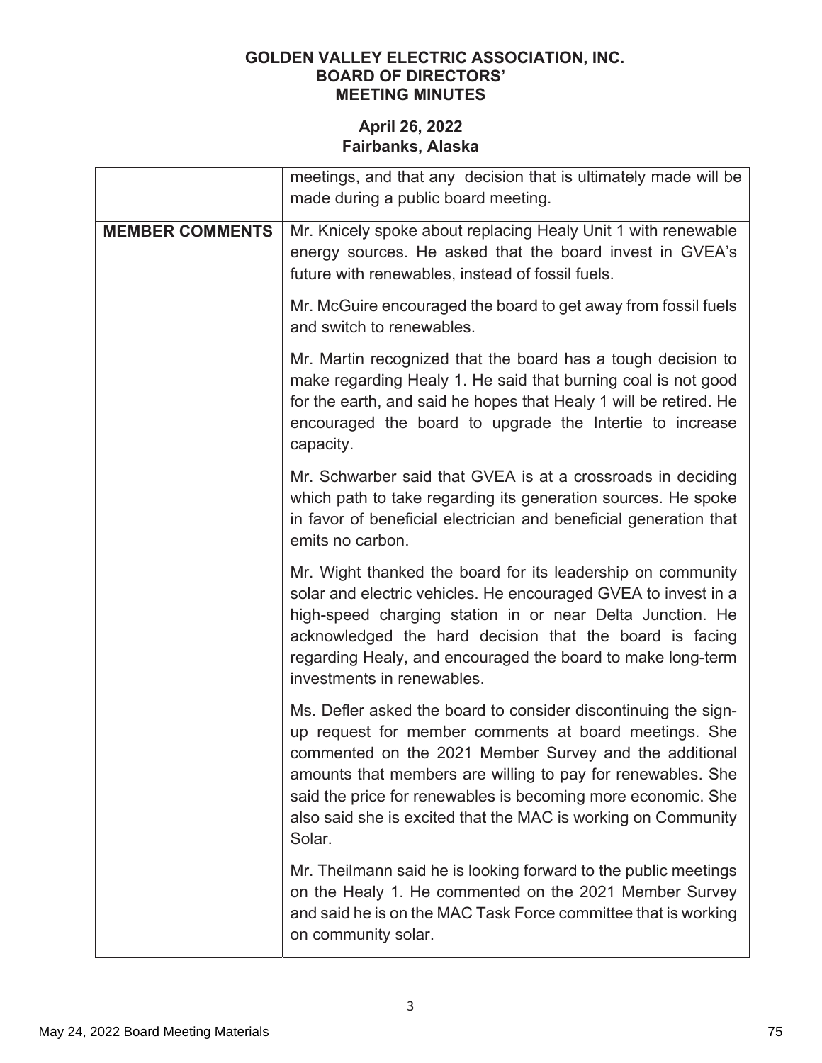**GOLDEN VALLEY ELECTRIC ASSOCIATION, INC.**
**BOARD OF DIRECTORS'**
**MEETING MINUTES**

**April 26, 2022**
**Fairbanks, Alaska**

| | |
|---|---|
| | meetings, and that any decision that is ultimately made will be made during a public board meeting. |
| **MEMBER COMMENTS** | Mr. Knicely spoke about replacing Healy Unit 1 with renewable energy sources. He asked that the board invest in GVEA's future with renewables, instead of fossil fuels.<br><br>Mr. McGuire encouraged the board to get away from fossil fuels and switch to renewables.<br><br>Mr. Martin recognized that the board has a tough decision to make regarding Healy 1. He said that burning coal is not good for the earth, and said he hopes that Healy 1 will be retired. He encouraged the board to upgrade the Intertie to increase capacity.<br><br>Mr. Schwarber said that GVEA is at a crossroads in deciding which path to take regarding its generation sources. He spoke in favor of beneficial electrician and beneficial generation that emits no carbon.<br><br>Mr. Wight thanked the board for its leadership on community solar and electric vehicles. He encouraged GVEA to invest in a high-speed charging station in or near Delta Junction. He acknowledged the hard decision that the board is facing regarding Healy, and encouraged the board to make long-term investments in renewables.<br><br>Ms. Defler asked the board to consider discontinuing the sign-up request for member comments at board meetings. She commented on the 2021 Member Survey and the additional amounts that members are willing to pay for renewables. She said the price for renewables is becoming more economic. She also said she is excited that the MAC is working on Community Solar.<br><br>Mr. Theilmann said he is looking forward to the public meetings on the Healy 1. He commented on the 2021 Member Survey and said he is on the MAC Task Force committee that is working on community solar. |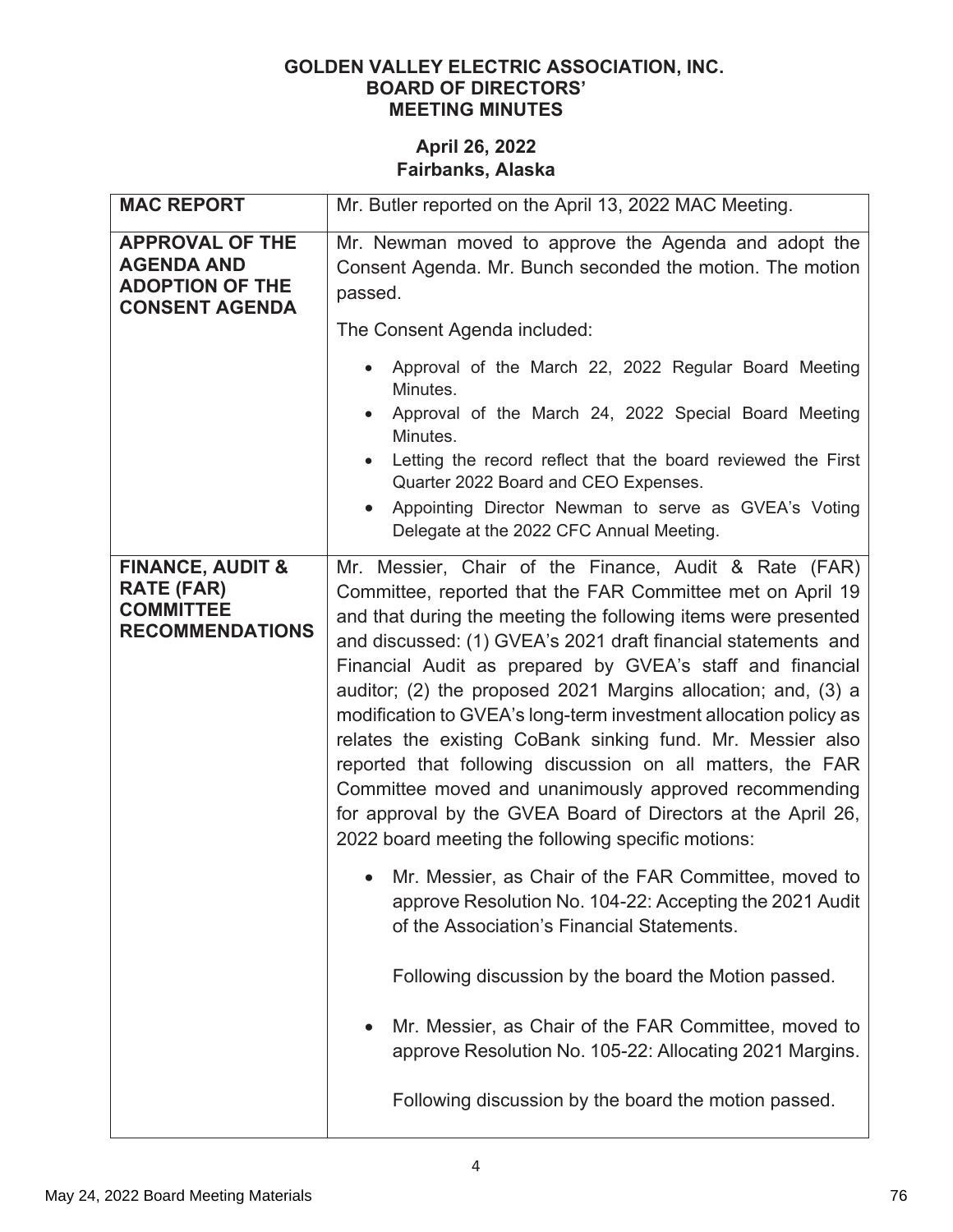**GOLDEN VALLEY ELECTRIC ASSOCIATION, INC.**
**BOARD OF DIRECTORS'**
**MEETING MINUTES**

**April 26, 2022**
**Fairbanks, Alaska**

| | |
|---|---|
| **MAC REPORT** | Mr. Butler reported on the April 13, 2022 MAC Meeting. |
| **APPROVAL OF THE AGENDA AND ADOPTION OF THE CONSENT AGENDA** | Mr. Newman moved to approve the Agenda and adopt the Consent Agenda. Mr. Bunch seconded the motion. The motion passed.<br><br>The Consent Agenda included:<br><br>• Approval of the March 22, 2022 Regular Board Meeting Minutes.<br>• Approval of the March 24, 2022 Special Board Meeting Minutes.<br>• Letting the record reflect that the board reviewed the First Quarter 2022 Board and CEO Expenses.<br>• Appointing Director Newman to serve as GVEA's Voting Delegate at the 2022 CFC Annual Meeting. |
| **FINANCE, AUDIT & RATE (FAR) COMMITTEE RECOMMENDATIONS** | Mr. Messier, Chair of the Finance, Audit & Rate (FAR) Committee, reported that the FAR Committee met on April 19 and that during the meeting the following items were presented and discussed: (1) GVEA's 2021 draft financial statements and Financial Audit as prepared by GVEA's staff and financial auditor; (2) the proposed 2021 Margins allocation; and, (3) a modification to GVEA's long-term investment allocation policy as relates the existing CoBank sinking fund. Mr. Messier also reported that following discussion on all matters, the FAR Committee moved and unanimously approved recommending for approval by the GVEA Board of Directors at the April 26, 2022 board meeting the following specific motions:<br><br>• Mr. Messier, as Chair of the FAR Committee, moved to approve Resolution No. 104-22: Accepting the 2021 Audit of the Association's Financial Statements.<br><br>Following discussion by the board the Motion passed.<br><br>• Mr. Messier, as Chair of the FAR Committee, moved to approve Resolution No. 105-22: Allocating 2021 Margins.<br><br>Following discussion by the board the motion passed. |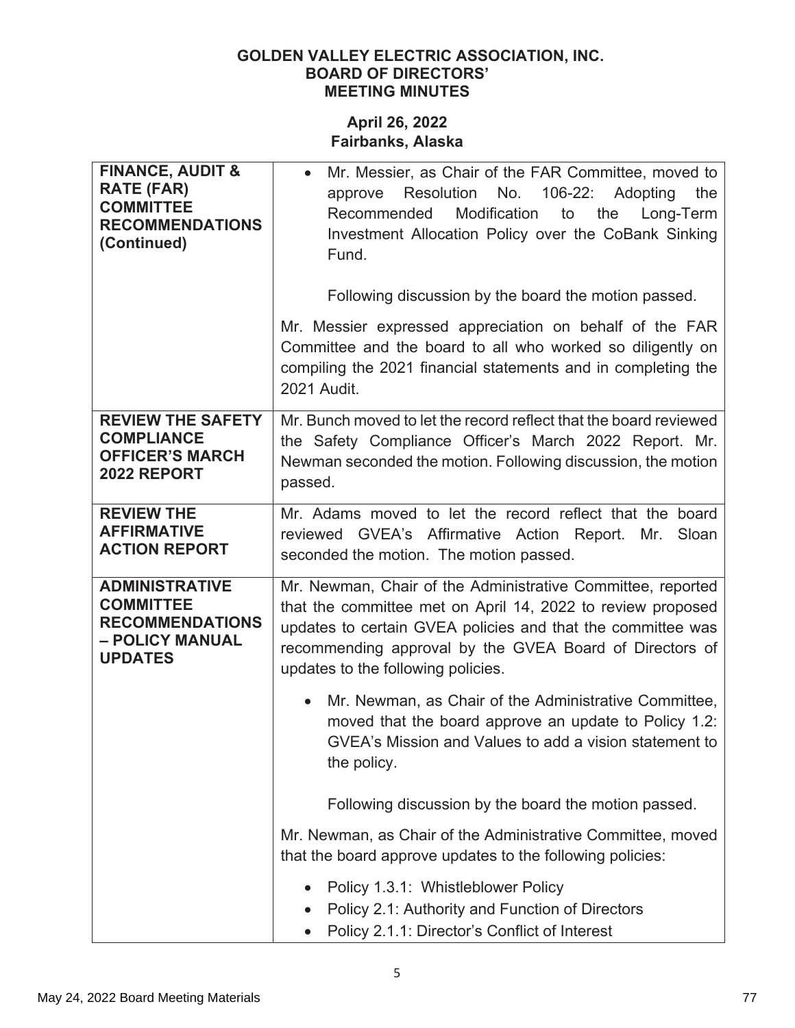**GOLDEN VALLEY ELECTRIC ASSOCIATION, INC.**
**BOARD OF DIRECTORS'**
**MEETING MINUTES**

**April 26, 2022**
**Fairbanks, Alaska**

| | |
|---|---|
| **FINANCE, AUDIT & RATE (FAR) COMMITTEE RECOMMENDATIONS (Continued)** | • Mr. Messier, as Chair of the FAR Committee, moved to approve Resolution No. 106-22: Adopting the Recommended Modification to the Long-Term Investment Allocation Policy over the CoBank Sinking Fund.<br><br>Following discussion by the board the motion passed.<br><br>Mr. Messier expressed appreciation on behalf of the FAR Committee and the board to all who worked so diligently on compiling the 2021 financial statements and in completing the 2021 Audit. |
| **REVIEW THE SAFETY COMPLIANCE OFFICER'S MARCH 2022 REPORT** | Mr. Bunch moved to let the record reflect that the board reviewed the Safety Compliance Officer's March 2022 Report. Mr. Newman seconded the motion. Following discussion, the motion passed. |
| **REVIEW THE AFFIRMATIVE ACTION REPORT** | Mr. Adams moved to let the record reflect that the board reviewed GVEA's Affirmative Action Report. Mr. Sloan seconded the motion. The motion passed. |
| **ADMINISTRATIVE COMMITTEE RECOMMENDATIONS – POLICY MANUAL UPDATES** | Mr. Newman, Chair of the Administrative Committee, reported that the committee met on April 14, 2022 to review proposed updates to certain GVEA policies and that the committee was recommending approval by the GVEA Board of Directors of updates to the following policies.<br><br>• Mr. Newman, as Chair of the Administrative Committee, moved that the board approve an update to Policy 1.2: GVEA's Mission and Values to add a vision statement to the policy.<br><br>Following discussion by the board the motion passed.<br><br>Mr. Newman, as Chair of the Administrative Committee, moved that the board approve updates to the following policies:<br><br>• Policy 1.3.1: Whistleblower Policy<br>• Policy 2.1: Authority and Function of Directors<br>• Policy 2.1.1: Director's Conflict of Interest |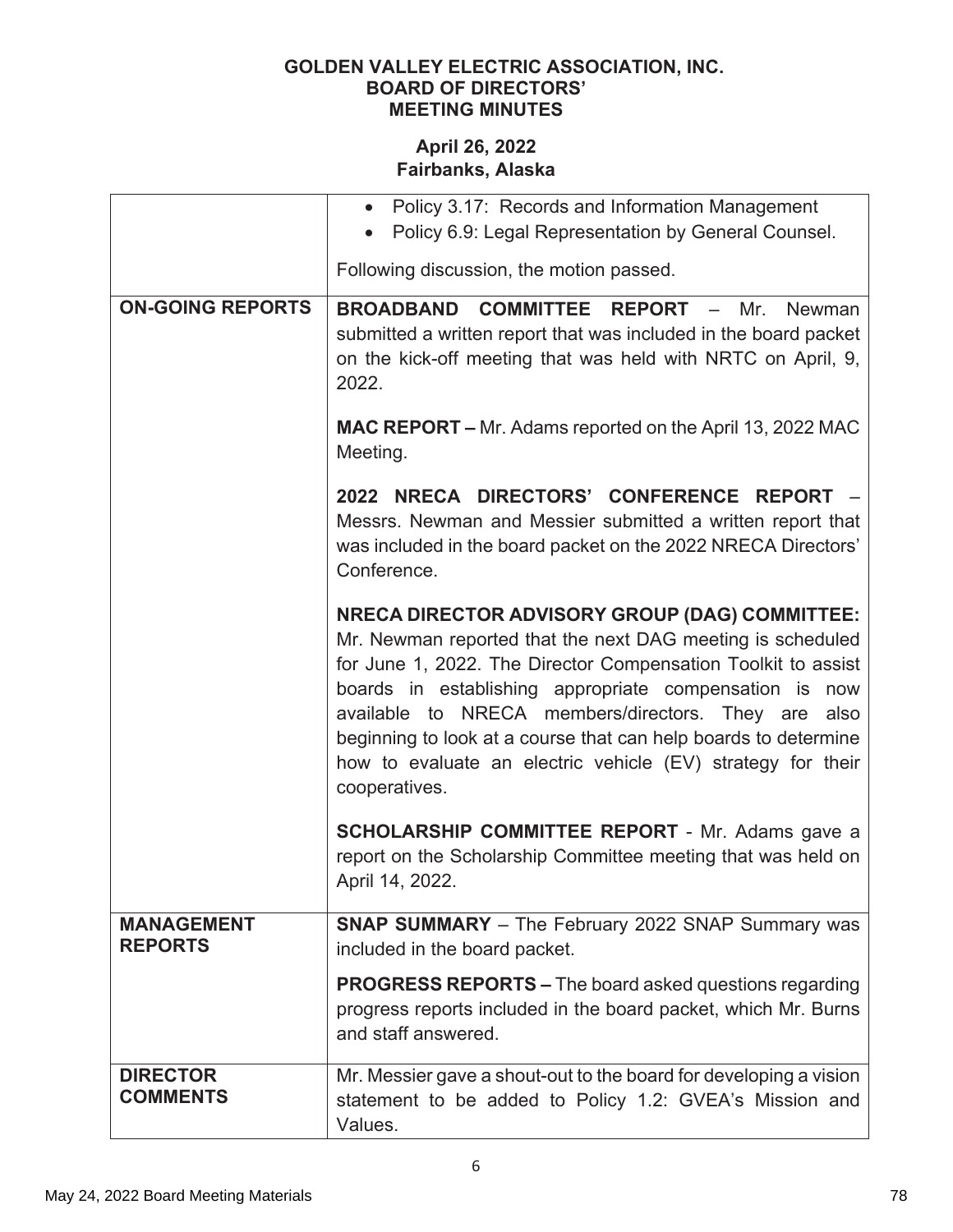**GOLDEN VALLEY ELECTRIC ASSOCIATION, INC.**
**BOARD OF DIRECTORS'**
**MEETING MINUTES**

**April 26, 2022**
**Fairbanks, Alaska**

| | |
|---|---|
| | • Policy 3.17: Records and Information Management<br>• Policy 6.9: Legal Representation by General Counsel.<br><br>Following discussion, the motion passed. |
| **ON-GOING REPORTS** | **BROADBAND COMMITTEE REPORT** – Mr. Newman submitted a written report that was included in the board packet on the kick-off meeting that was held with NRTC on April, 9, 2022.<br><br>**MAC REPORT –** Mr. Adams reported on the April 13, 2022 MAC Meeting.<br><br>**2022 NRECA DIRECTORS' CONFERENCE REPORT** – Messrs. Newman and Messier submitted a written report that was included in the board packet on the 2022 NRECA Directors' Conference.<br><br>**NRECA DIRECTOR ADVISORY GROUP (DAG) COMMITTEE:** Mr. Newman reported that the next DAG meeting is scheduled for June 1, 2022. The Director Compensation Toolkit to assist boards in establishing appropriate compensation is now available to NRECA members/directors. They are also beginning to look at a course that can help boards to determine how to evaluate an electric vehicle (EV) strategy for their cooperatives.<br><br>**SCHOLARSHIP COMMITTEE REPORT** - Mr. Adams gave a report on the Scholarship Committee meeting that was held on April 14, 2022. |
| **MANAGEMENT REPORTS** | **SNAP SUMMARY** – The February 2022 SNAP Summary was included in the board packet.<br><br>**PROGRESS REPORTS –** The board asked questions regarding progress reports included in the board packet, which Mr. Burns and staff answered. |
| **DIRECTOR COMMENTS** | Mr. Messier gave a shout-out to the board for developing a vision statement to be added to Policy 1.2: GVEA's Mission and Values. |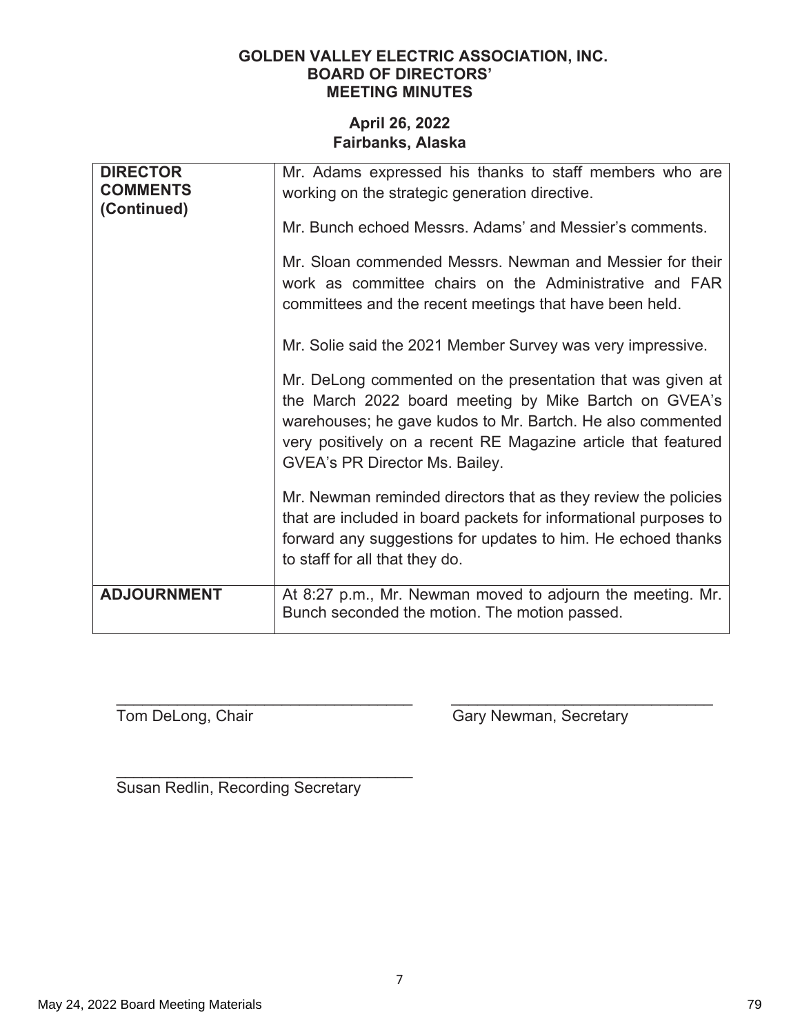**GOLDEN VALLEY ELECTRIC ASSOCIATION, INC.**
**BOARD OF DIRECTORS'**
**MEETING MINUTES**

**April 26, 2022**
**Fairbanks, Alaska**

| | |
|---|---|
| **DIRECTOR COMMENTS (Continued)** | Mr. Adams expressed his thanks to staff members who are working on the strategic generation directive.<br><br>Mr. Bunch echoed Messrs. Adams' and Messier's comments.<br><br>Mr. Sloan commended Messrs. Newman and Messier for their work as committee chairs on the Administrative and FAR committees and the recent meetings that have been held.<br><br>Mr. Solie said the 2021 Member Survey was very impressive.<br><br>Mr. DeLong commented on the presentation that was given at the March 2022 board meeting by Mike Bartch on GVEA's warehouses; he gave kudos to Mr. Bartch. He also commented very positively on a recent RE Magazine article that featured GVEA's PR Director Ms. Bailey.<br><br>Mr. Newman reminded directors that as they review the policies that are included in board packets for informational purposes to forward any suggestions for updates to him. He echoed thanks to staff for all that they do. |
| **ADJOURNMENT** | At 8:27 p.m., Mr. Newman moved to adjourn the meeting. Mr. Bunch seconded the motion. The motion passed. |

\_\_\_\_\_\_\_\_\_\_\_\_\_\_\_\_\_\_\_\_\_\_\_\_\_\_\_\_\_\_\_\_
Tom DeLong, Chair

\_\_\_\_\_\_\_\_\_\_\_\_\_\_\_\_\_\_\_\_\_\_\_\_\_\_\_\_\_\_\_\_
Gary Newman, Secretary

\_\_\_\_\_\_\_\_\_\_\_\_\_\_\_\_\_\_\_\_\_\_\_\_\_\_\_\_\_\_\_\_
Susan Redlin, Recording Secretary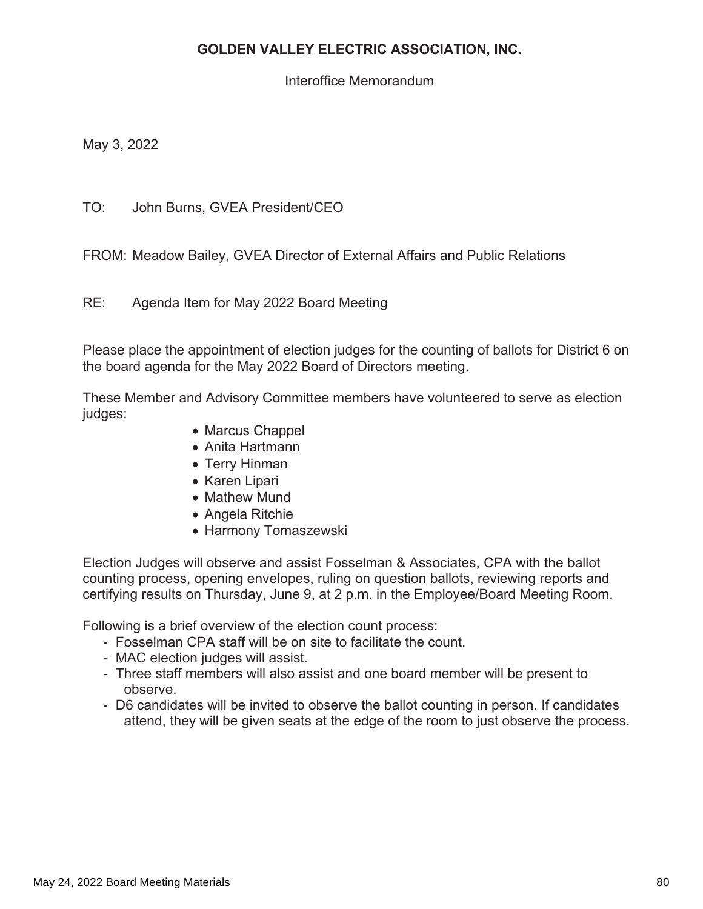**GOLDEN VALLEY ELECTRIC ASSOCIATION, INC.**

Interoffice Memorandum

May 3, 2022

TO: John Burns, GVEA President/CEO

FROM: Meadow Bailey, GVEA Director of External Affairs and Public Relations

RE: Agenda Item for May 2022 Board Meeting

Please place the appointment of election judges for the counting of ballots for District 6 on the board agenda for the May 2022 Board of Directors meeting.

These Member and Advisory Committee members have volunteered to serve as election judges:

- Marcus Chappel
- Anita Hartmann
- Terry Hinman
- Karen Lipari
- Mathew Mund
- Angela Ritchie
- Harmony Tomaszewski

Election Judges will observe and assist Fosselman & Associates, CPA with the ballot counting process, opening envelopes, ruling on question ballots, reviewing reports and certifying results on Thursday, June 9, at 2 p.m. in the Employee/Board Meeting Room.

Following is a brief overview of the election count process:

- Fosselman CPA staff will be on site to facilitate the count.
- MAC election judges will assist.
- Three staff members will also assist and one board member will be present to observe.
- D6 candidates will be invited to observe the ballot counting in person. If candidates attend, they will be given seats at the edge of the room to just observe the process.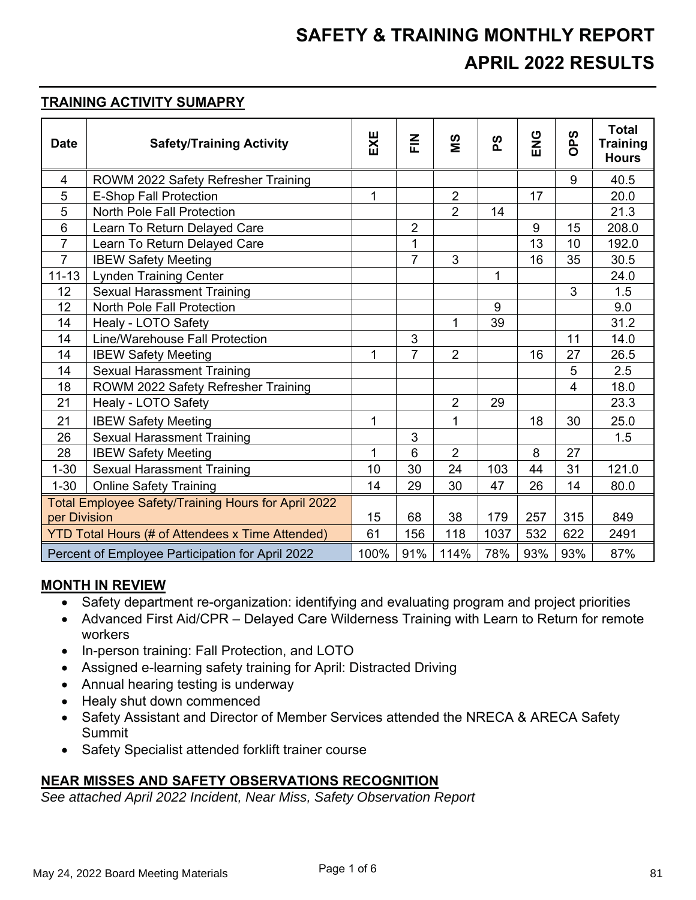# SAFETY & TRAINING MONTHLY REPORT
# APRIL 2022 RESULTS

## TRAINING ACTIVITY SUMAPRY

| Date | Safety/Training Activity | EXE | FIN | MS | PS | ENG | OPS | Total Training Hours |
|---|---|---|---|---|---|---|---|---|
| 4 | ROWM 2022 Safety Refresher Training | | | | | | 9 | 40.5 |
| 5 | E-Shop Fall Protection | 1 | | 2 | | 17 | | 20.0 |
| 5 | North Pole Fall Protection | | | 2 | 14 | | | 21.3 |
| 6 | Learn To Return Delayed Care | | 2 | | | 9 | 15 | 208.0 |
| 7 | Learn To Return Delayed Care | | 1 | | | 13 | 10 | 192.0 |
| 7 | IBEW Safety Meeting | | 7 | 3 | | 16 | 35 | 30.5 |
| 11-13 | Lynden Training Center | | | | 1 | | | 24.0 |
| 12 | Sexual Harassment Training | | | | | | 3 | 1.5 |
| 12 | North Pole Fall Protection | | | | 9 | | | 9.0 |
| 14 | Healy - LOTO Safety | | | 1 | 39 | | | 31.2 |
| 14 | Line/Warehouse Fall Protection | | 3 | | | | 11 | 14.0 |
| 14 | IBEW Safety Meeting | 1 | 7 | 2 | | 16 | 27 | 26.5 |
| 14 | Sexual Harassment Training | | | | | | 5 | 2.5 |
| 18 | ROWM 2022 Safety Refresher Training | | | | | | 4 | 18.0 |
| 21 | Healy - LOTO Safety | | | 2 | 29 | | | 23.3 |
| 21 | IBEW Safety Meeting | 1 | | 1 | | 18 | 30 | 25.0 |
| 26 | Sexual Harassment Training | | 3 | | | | | 1.5 |
| 28 | IBEW Safety Meeting | 1 | 6 | 2 | | 8 | 27 | |
| 1-30 | Sexual Harassment Training | 10 | 30 | 24 | 103 | 44 | 31 | 121.0 |
| 1-30 | Online Safety Training | 14 | 29 | 30 | 47 | 26 | 14 | 80.0 |
| Total Employee Safety/Training Hours for April 2022 per Division | | 15 | 68 | 38 | 179 | 257 | 315 | 849 |
| YTD Total Hours (# of Attendees x Time Attended) | | 61 | 156 | 118 | 1037 | 532 | 622 | 2491 |
| Percent of Employee Participation for April 2022 | | 100% | 91% | 114% | 78% | 93% | 93% | 87% |

## MONTH IN REVIEW

- Safety department re-organization: identifying and evaluating program and project priorities
- Advanced First Aid/CPR – Delayed Care Wilderness Training with Learn to Return for remote workers
- In-person training: Fall Protection, and LOTO
- Assigned e-learning safety training for April: Distracted Driving
- Annual hearing testing is underway
- Healy shut down commenced
- Safety Assistant and Director of Member Services attended the NRECA & ARECA Safety Summit
- Safety Specialist attended forklift trainer course

## NEAR MISSES AND SAFETY OBSERVATIONS RECOGNITION

*See attached April 2022 Incident, Near Miss, Safety Observation Report*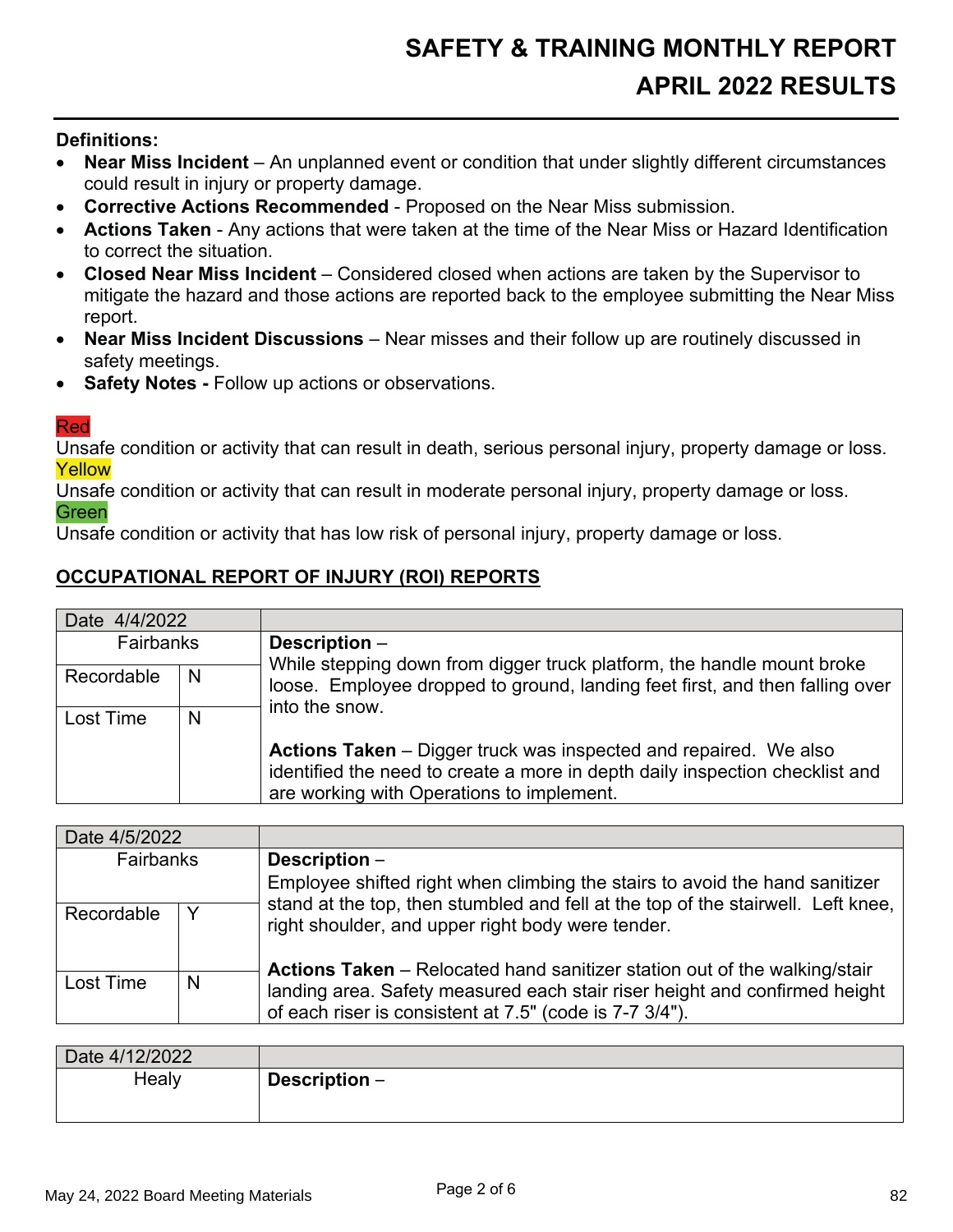# SAFETY & TRAINING MONTHLY REPORT

# APRIL 2022 RESULTS

**Definitions:**

- **Near Miss Incident** – An unplanned event or condition that under slightly different circumstances could result in injury or property damage.
- **Corrective Actions Recommended** - Proposed on the Near Miss submission.
- **Actions Taken** - Any actions that were taken at the time of the Near Miss or Hazard Identification to correct the situation.
- **Closed Near Miss Incident** – Considered closed when actions are taken by the Supervisor to mitigate the hazard and those actions are reported back to the employee submitting the Near Miss report.
- **Near Miss Incident Discussions** – Near misses and their follow up are routinely discussed in safety meetings.
- **Safety Notes -** Follow up actions or observations.

Red
Unsafe condition or activity that can result in death, serious personal injury, property damage or loss.

Yellow
Unsafe condition or activity that can result in moderate personal injury, property damage or loss.

Green
Unsafe condition or activity that has low risk of personal injury, property damage or loss.

## OCCUPATIONAL REPORT OF INJURY (ROI) REPORTS

| Date 4/4/2022 | | |
|---|---|---|
| Fairbanks | | **Description** – While stepping down from digger truck platform, the handle mount broke loose. Employee dropped to ground, landing feet first, and then falling over into the snow. |
| Recordable | N | |
| Lost Time | N | **Actions Taken** – Digger truck was inspected and repaired. We also identified the need to create a more in depth daily inspection checklist and are working with Operations to implement. |

| Date 4/5/2022 | | |
|---|---|---|
| Fairbanks | | **Description** – Employee shifted right when climbing the stairs to avoid the hand sanitizer stand at the top, then stumbled and fell at the top of the stairwell. Left knee, right shoulder, and upper right body were tender. |
| Recordable | Y | |
| Lost Time | N | **Actions Taken** – Relocated hand sanitizer station out of the walking/stair landing area. Safety measured each stair riser height and confirmed height of each riser is consistent at 7.5" (code is 7-7 3/4"). |

| Date 4/12/2022 | |
|---|---|
| Healy | **Description** – |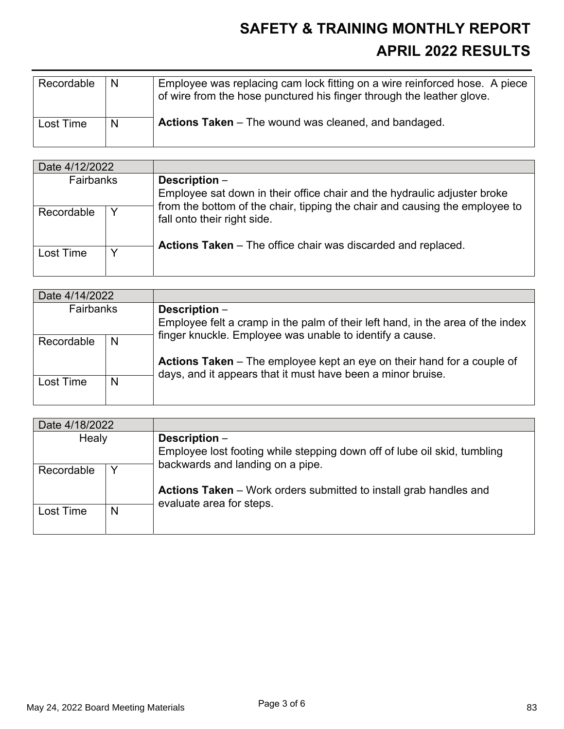# SAFETY & TRAINING MONTHLY REPORT

## APRIL 2022 RESULTS

| | | |
|---|---|---|
| Recordable | N | Employee was replacing cam lock fitting on a wire reinforced hose. A piece of wire from the hose punctured his finger through the leather glove.<br><br>**Actions Taken** – The wound was cleaned, and bandaged. |
| Lost Time | N | |

| Date 4/12/2022 | | |
|---|---|---|
| Fairbanks | | **Description** –<br>Employee sat down in their office chair and the hydraulic adjuster broke from the bottom of the chair, tipping the chair and causing the employee to fall onto their right side.<br><br>**Actions Taken** – The office chair was discarded and replaced. |
| Recordable | Y | |
| Lost Time | Y | |

| Date 4/14/2022 | | |
|---|---|---|
| Fairbanks | | **Description** –<br>Employee felt a cramp in the palm of their left hand, in the area of the index finger knuckle. Employee was unable to identify a cause.<br><br>**Actions Taken** – The employee kept an eye on their hand for a couple of days, and it appears that it must have been a minor bruise. |
| Recordable | N | |
| Lost Time | N | |

| Date 4/18/2022 | | |
|---|---|---|
| Healy | | **Description** –<br>Employee lost footing while stepping down off of lube oil skid, tumbling backwards and landing on a pipe.<br><br>**Actions Taken** – Work orders submitted to install grab handles and evaluate area for steps. |
| Recordable | Y | |
| Lost Time | N | |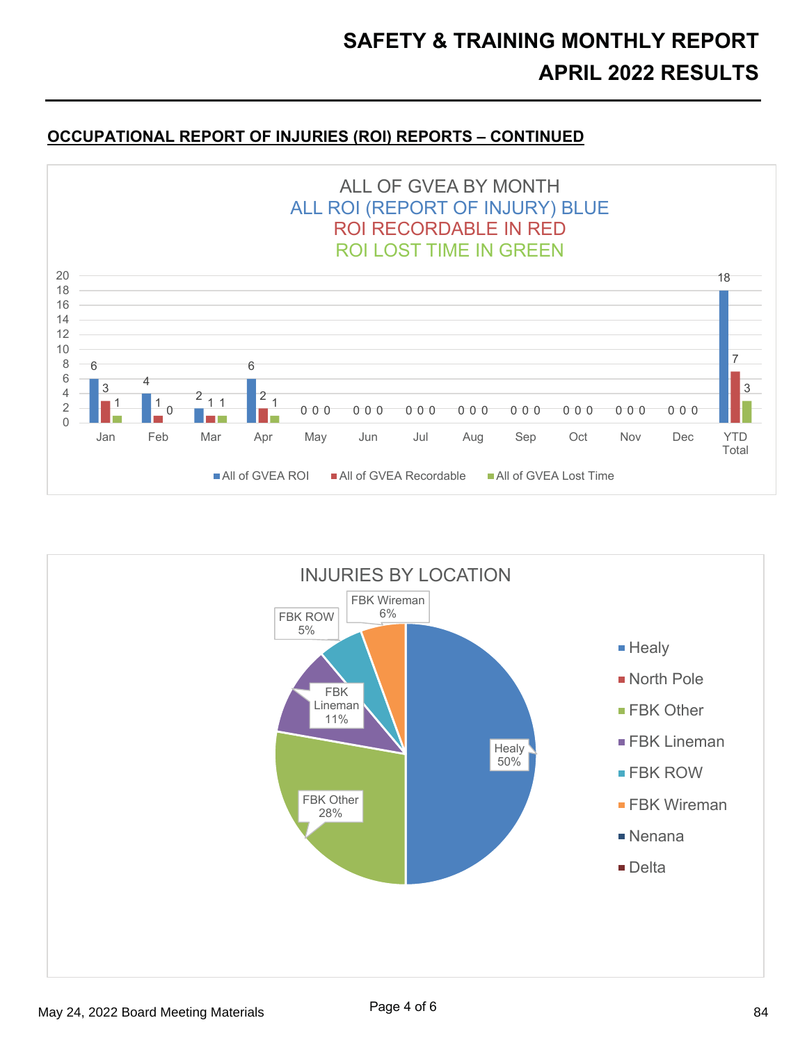# SAFETY & TRAINING MONTHLY REPORT
# APRIL 2022 RESULTS

## OCCUPATIONAL REPORT OF INJURIES (ROI) REPORTS – CONTINUED

**ALL OF GVEA BY MONTH**
ALL ROI (REPORT OF INJURY) BLUE
ROI RECORDABLE IN RED
ROI LOST TIME IN GREEN

| | Jan | Feb | Mar | Apr | May | Jun | Jul | Aug | Sep | Oct | Nov | Dec | YTD Total |
|---|---|---|---|---|---|---|---|---|---|---|---|---|---|
| All of GVEA ROI | 6 | 4 | 2 | 6 | 0 | 0 | 0 | 0 | 0 | 0 | 0 | 0 | 18 |
| All of GVEA Recordable | 3 | 1 | 1 | 2 | 0 | 0 | 0 | 0 | 0 | 0 | 0 | 0 | 7 |
| All of GVEA Lost Time | 1 | 0 | 1 | 1 | 0 | 0 | 0 | 0 | 0 | 0 | 0 | 0 | 3 |

**INJURIES BY LOCATION**

| Location | Percentage |
|---|---|
| Healy | 50% |
| North Pole | |
| FBK Other | 28% |
| FBK Lineman | 11% |
| FBK ROW | 5% |
| FBK Wireman | 6% |
| Nenana | |
| Delta | |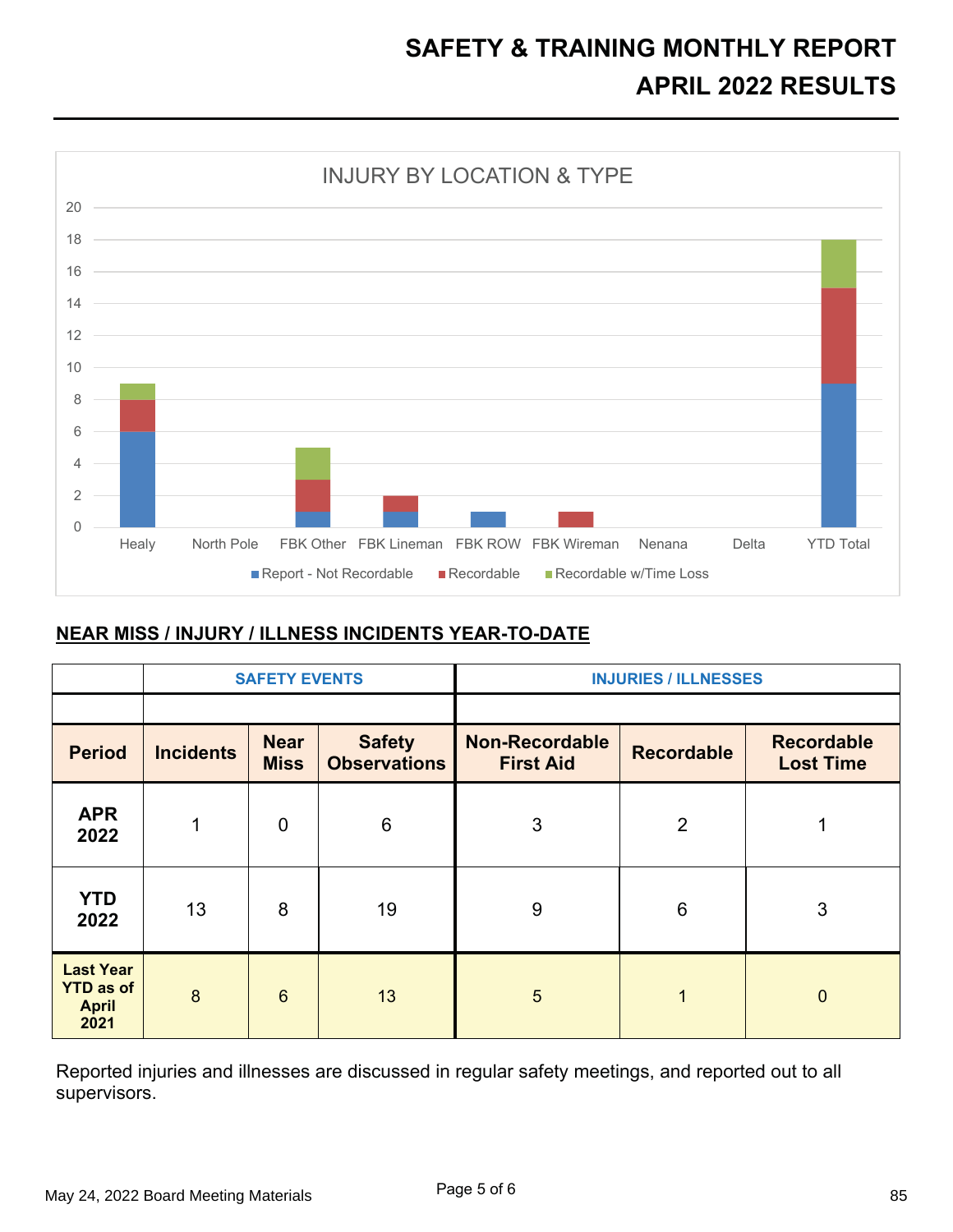# SAFETY & TRAINING MONTHLY REPORT
# APRIL 2022 RESULTS

INJURY BY LOCATION & TYPE

| Location | Report - Not Recordable | Recordable | Recordable w/Time Loss |
|---|---|---|---|
| Healy | 6 | 2 | 1 |
| North Pole | | | |
| FBK Other | 1 | 2 | 2 |
| FBK Lineman | 1 | 1 | |
| FBK ROW | 1 | | |
| FBK Wireman | | 1 | |
| Nenana | | | |
| Delta | | | |
| YTD Total | 9 | 6 | 3 |

## NEAR MISS / INJURY / ILLNESS INCIDENTS YEAR-TO-DATE

| | SAFETY EVENTS | | | INJURIES / ILLNESSES | | |
|---|---|---|---|---|---|---|
| **Period** | **Incidents** | **Near Miss** | **Safety Observations** | **Non-Recordable First Aid** | **Recordable** | **Recordable Lost Time** |
| **APR 2022** | 1 | 0 | 6 | 3 | 2 | 1 |
| **YTD 2022** | 13 | 8 | 19 | 9 | 6 | 3 |
| **Last Year YTD as of April 2021** | 8 | 6 | 13 | 5 | 1 | 0 |

Reported injuries and illnesses are discussed in regular safety meetings, and reported out to all supervisors.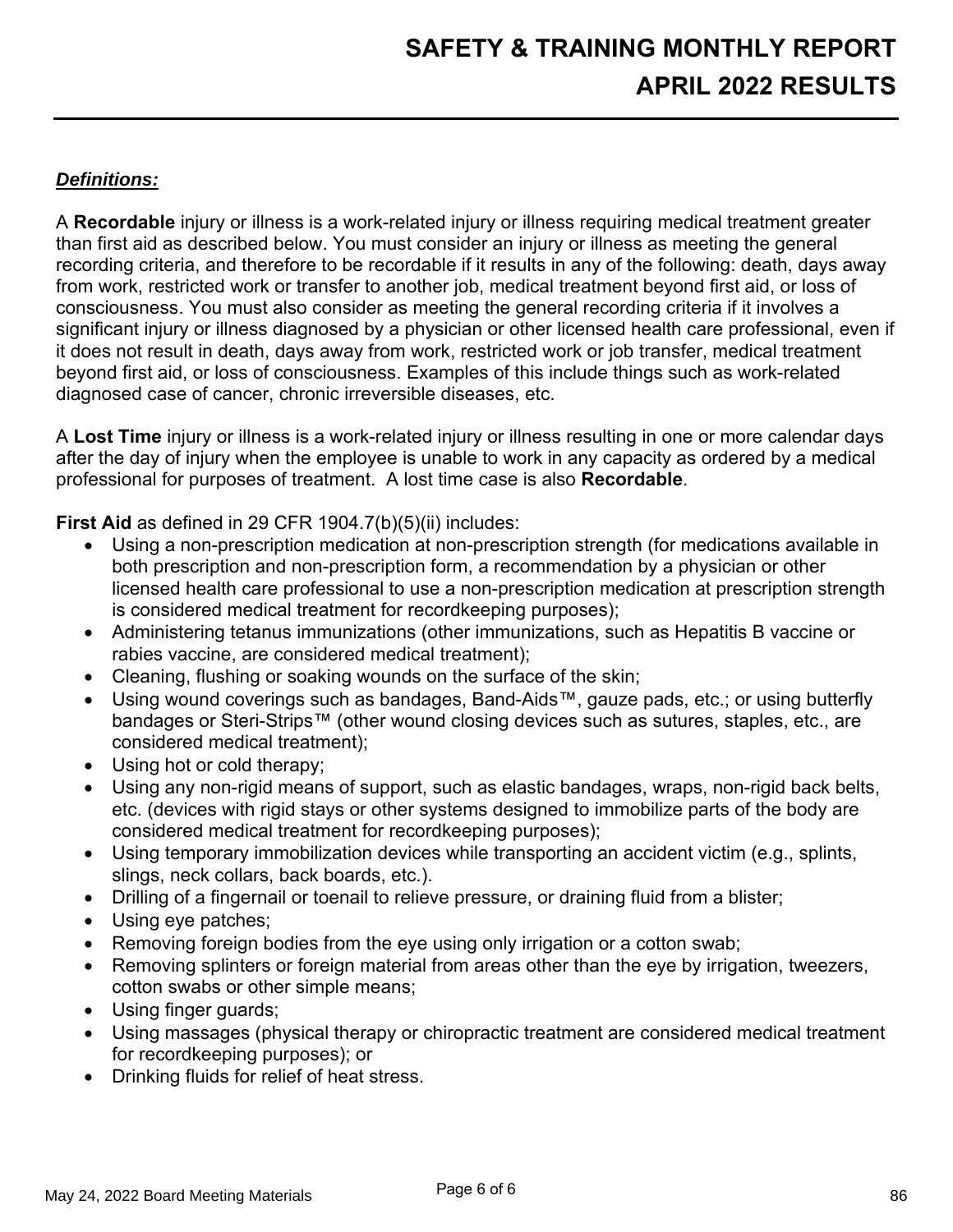# SAFETY & TRAINING MONTHLY REPORT
# APRIL 2022 RESULTS

***Definitions:***

A **Recordable** injury or illness is a work-related injury or illness requiring medical treatment greater than first aid as described below. You must consider an injury or illness as meeting the general recording criteria, and therefore to be recordable if it results in any of the following: death, days away from work, restricted work or transfer to another job, medical treatment beyond first aid, or loss of consciousness. You must also consider as meeting the general recording criteria if it involves a significant injury or illness diagnosed by a physician or other licensed health care professional, even if it does not result in death, days away from work, restricted work or job transfer, medical treatment beyond first aid, or loss of consciousness. Examples of this include things such as work-related diagnosed case of cancer, chronic irreversible diseases, etc.

A **Lost Time** injury or illness is a work-related injury or illness resulting in one or more calendar days after the day of injury when the employee is unable to work in any capacity as ordered by a medical professional for purposes of treatment. A lost time case is also **Recordable**.

**First Aid** as defined in 29 CFR 1904.7(b)(5)(ii) includes:

- Using a non-prescription medication at non-prescription strength (for medications available in both prescription and non-prescription form, a recommendation by a physician or other licensed health care professional to use a non-prescription medication at prescription strength is considered medical treatment for recordkeeping purposes);
- Administering tetanus immunizations (other immunizations, such as Hepatitis B vaccine or rabies vaccine, are considered medical treatment);
- Cleaning, flushing or soaking wounds on the surface of the skin;
- Using wound coverings such as bandages, Band-Aids™, gauze pads, etc.; or using butterfly bandages or Steri-Strips™ (other wound closing devices such as sutures, staples, etc., are considered medical treatment);
- Using hot or cold therapy;
- Using any non-rigid means of support, such as elastic bandages, wraps, non-rigid back belts, etc. (devices with rigid stays or other systems designed to immobilize parts of the body are considered medical treatment for recordkeeping purposes);
- Using temporary immobilization devices while transporting an accident victim (e.g., splints, slings, neck collars, back boards, etc.).
- Drilling of a fingernail or toenail to relieve pressure, or draining fluid from a blister;
- Using eye patches;
- Removing foreign bodies from the eye using only irrigation or a cotton swab;
- Removing splinters or foreign material from areas other than the eye by irrigation, tweezers, cotton swabs or other simple means;
- Using finger guards;
- Using massages (physical therapy or chiropractic treatment are considered medical treatment for recordkeeping purposes); or
- Drinking fluids for relief of heat stress.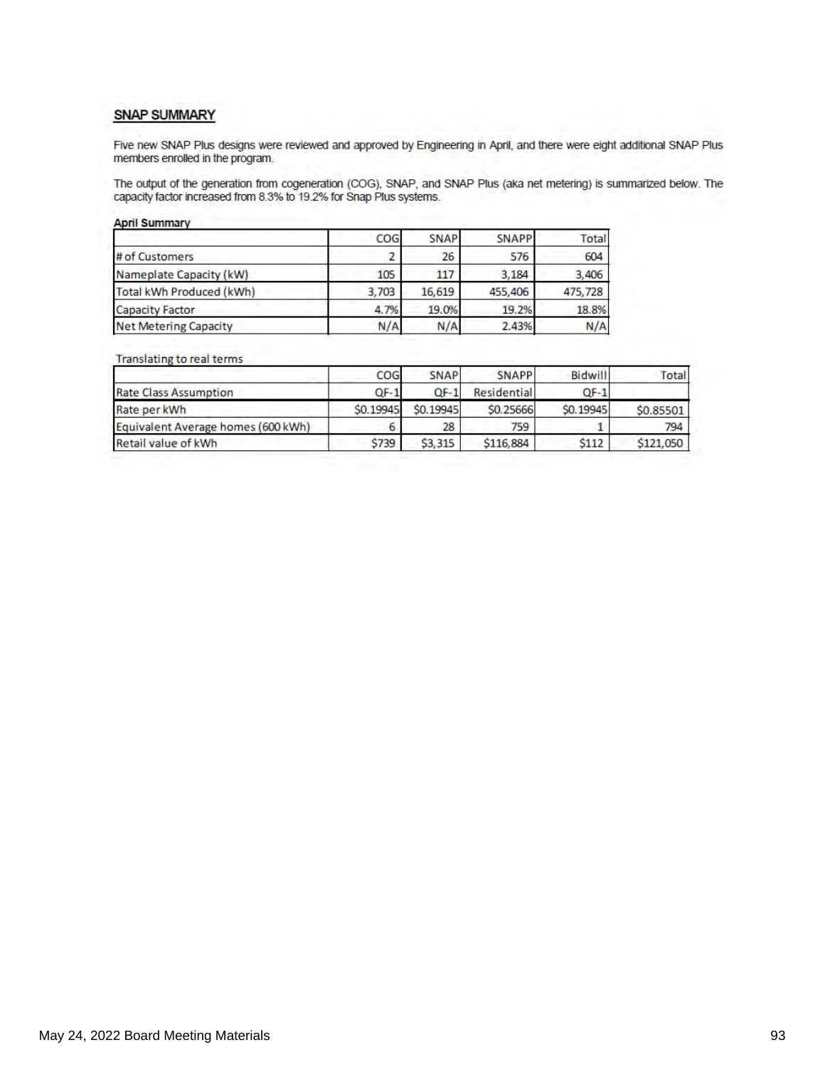## SNAP SUMMARY

Five new SNAP Plus designs were reviewed and approved by Engineering in April, and there were eight additional SNAP Plus members enrolled in the program.

The output of the generation from cogeneration (COG), SNAP, and SNAP Plus (aka net metering) is summarized below. The capacity factor increased from 8.3% to 19.2% for Snap Plus systems.

**April Summary**

| | COG | SNAP | SNAPP | Total |
|---|---|---|---|---|
| # of Customers | 2 | 26 | 576 | 604 |
| Nameplate Capacity (kW) | 105 | 117 | 3,184 | 3,406 |
| Total kWh Produced (kWh) | 3,703 | 16,619 | 455,406 | 475,728 |
| Capacity Factor | 4.7% | 19.0% | 19.2% | 18.8% |
| Net Metering Capacity | N/A | N/A | 2.43% | N/A |

Translating to real terms

| | COG | SNAP | SNAPP | Bidwill | Total |
|---|---|---|---|---|---|
| Rate Class Assumption | QF-1 | QF-1 | Residential | QF-1 | |
| Rate per kWh | $0.19945 | $0.19945 | $0.25666 | $0.19945 | $0.85501 |
| Equivalent Average homes (600 kWh) | 6 | 28 | 759 | 1 | 794 |
| Retail value of kWh | $739 | $3,315 | $116,884 | $112 | $121,050 |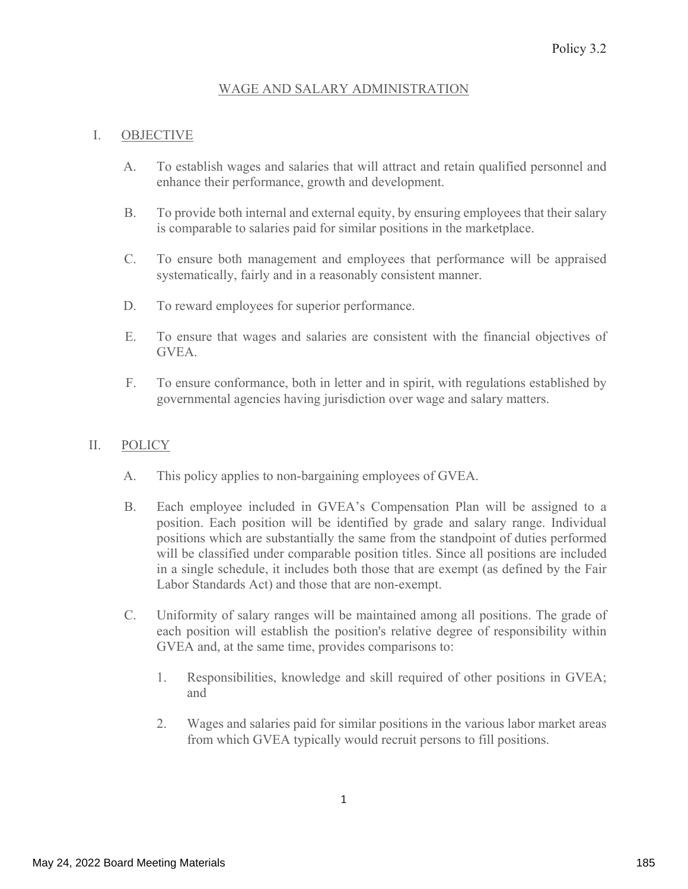Policy 3.2

# WAGE AND SALARY ADMINISTRATION

## I. OBJECTIVE

A. To establish wages and salaries that will attract and retain qualified personnel and enhance their performance, growth and development.

B. To provide both internal and external equity, by ensuring employees that their salary is comparable to salaries paid for similar positions in the marketplace.

C. To ensure both management and employees that performance will be appraised systematically, fairly and in a reasonably consistent manner.

D. To reward employees for superior performance.

E. To ensure that wages and salaries are consistent with the financial objectives of GVEA.

F. To ensure conformance, both in letter and in spirit, with regulations established by governmental agencies having jurisdiction over wage and salary matters.

## II. POLICY

A. This policy applies to non-bargaining employees of GVEA.

B. Each employee included in GVEA's Compensation Plan will be assigned to a position. Each position will be identified by grade and salary range. Individual positions which are substantially the same from the standpoint of duties performed will be classified under comparable position titles. Since all positions are included in a single schedule, it includes both those that are exempt (as defined by the Fair Labor Standards Act) and those that are non-exempt.

C. Uniformity of salary ranges will be maintained among all positions. The grade of each position will establish the position's relative degree of responsibility within GVEA and, at the same time, provides comparisons to:

1. Responsibilities, knowledge and skill required of other positions in GVEA; and

2. Wages and salaries paid for similar positions in the various labor market areas from which GVEA typically would recruit persons to fill positions.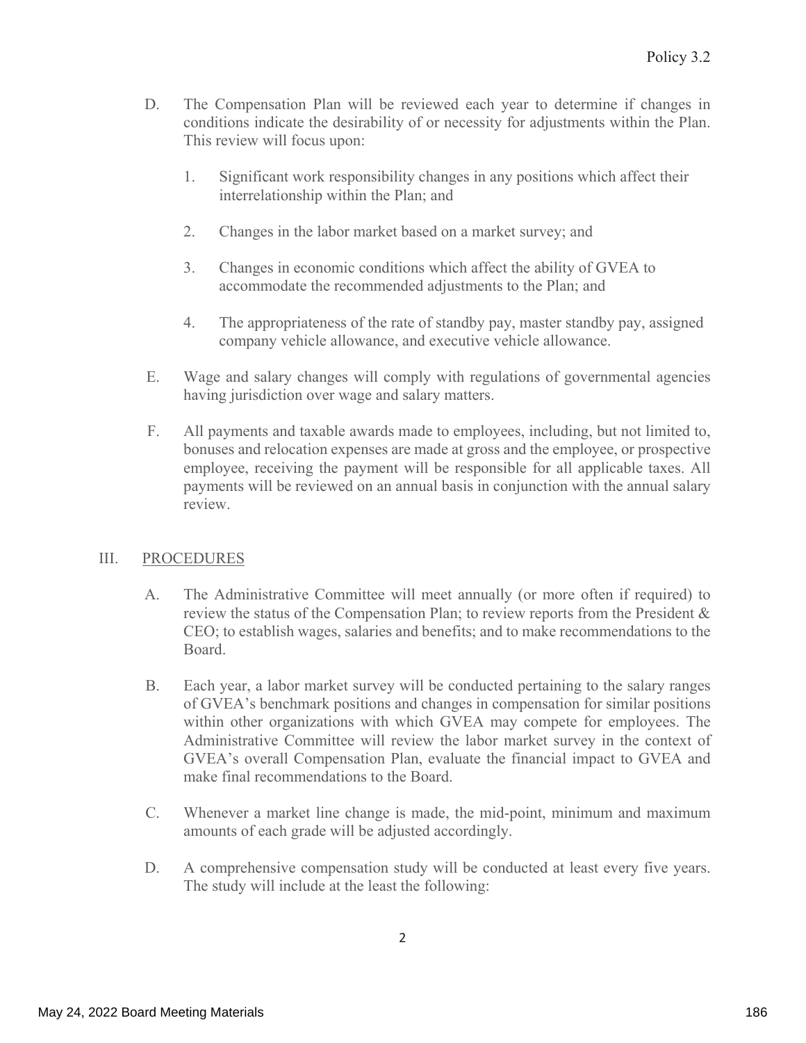D. The Compensation Plan will be reviewed each year to determine if changes in conditions indicate the desirability of or necessity for adjustments within the Plan. This review will focus upon:

   1. Significant work responsibility changes in any positions which affect their interrelationship within the Plan; and

   2. Changes in the labor market based on a market survey; and

   3. Changes in economic conditions which affect the ability of GVEA to accommodate the recommended adjustments to the Plan; and

   4. The appropriateness of the rate of standby pay, master standby pay, assigned company vehicle allowance, and executive vehicle allowance.

E. Wage and salary changes will comply with regulations of governmental agencies having jurisdiction over wage and salary matters.

F. All payments and taxable awards made to employees, including, but not limited to, bonuses and relocation expenses are made at gross and the employee, or prospective employee, receiving the payment will be responsible for all applicable taxes. All payments will be reviewed on an annual basis in conjunction with the annual salary review.

## III. PROCEDURES

A. The Administrative Committee will meet annually (or more often if required) to review the status of the Compensation Plan; to review reports from the President & CEO; to establish wages, salaries and benefits; and to make recommendations to the Board.

B. Each year, a labor market survey will be conducted pertaining to the salary ranges of GVEA's benchmark positions and changes in compensation for similar positions within other organizations with which GVEA may compete for employees. The Administrative Committee will review the labor market survey in the context of GVEA's overall Compensation Plan, evaluate the financial impact to GVEA and make final recommendations to the Board.

C. Whenever a market line change is made, the mid-point, minimum and maximum amounts of each grade will be adjusted accordingly.

D. A comprehensive compensation study will be conducted at least every five years. The study will include at the least the following: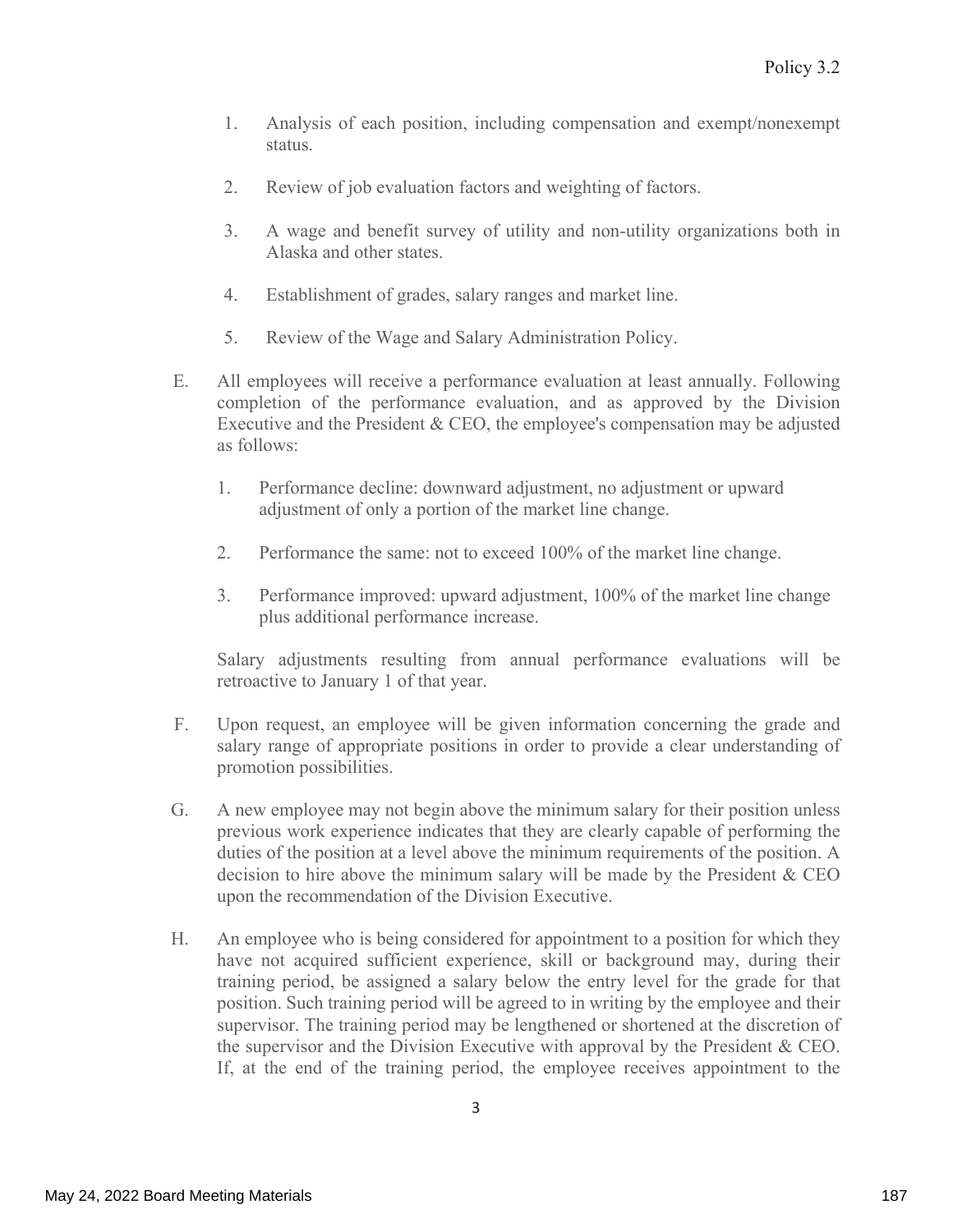1. Analysis of each position, including compensation and exempt/nonexempt status.

2. Review of job evaluation factors and weighting of factors.

3. A wage and benefit survey of utility and non-utility organizations both in Alaska and other states.

4. Establishment of grades, salary ranges and market line.

5. Review of the Wage and Salary Administration Policy.

E. All employees will receive a performance evaluation at least annually. Following completion of the performance evaluation, and as approved by the Division Executive and the President & CEO, the employee's compensation may be adjusted as follows:

   1. Performance decline: downward adjustment, no adjustment or upward adjustment of only a portion of the market line change.

   2. Performance the same: not to exceed 100% of the market line change.

   3. Performance improved: upward adjustment, 100% of the market line change plus additional performance increase.

   Salary adjustments resulting from annual performance evaluations will be retroactive to January 1 of that year.

F. Upon request, an employee will be given information concerning the grade and salary range of appropriate positions in order to provide a clear understanding of promotion possibilities.

G. A new employee may not begin above the minimum salary for their position unless previous work experience indicates that they are clearly capable of performing the duties of the position at a level above the minimum requirements of the position. A decision to hire above the minimum salary will be made by the President & CEO upon the recommendation of the Division Executive.

H. An employee who is being considered for appointment to a position for which they have not acquired sufficient experience, skill or background may, during their training period, be assigned a salary below the entry level for the grade for that position. Such training period will be agreed to in writing by the employee and their supervisor. The training period may be lengthened or shortened at the discretion of the supervisor and the Division Executive with approval by the President & CEO. If, at the end of the training period, the employee receives appointment to the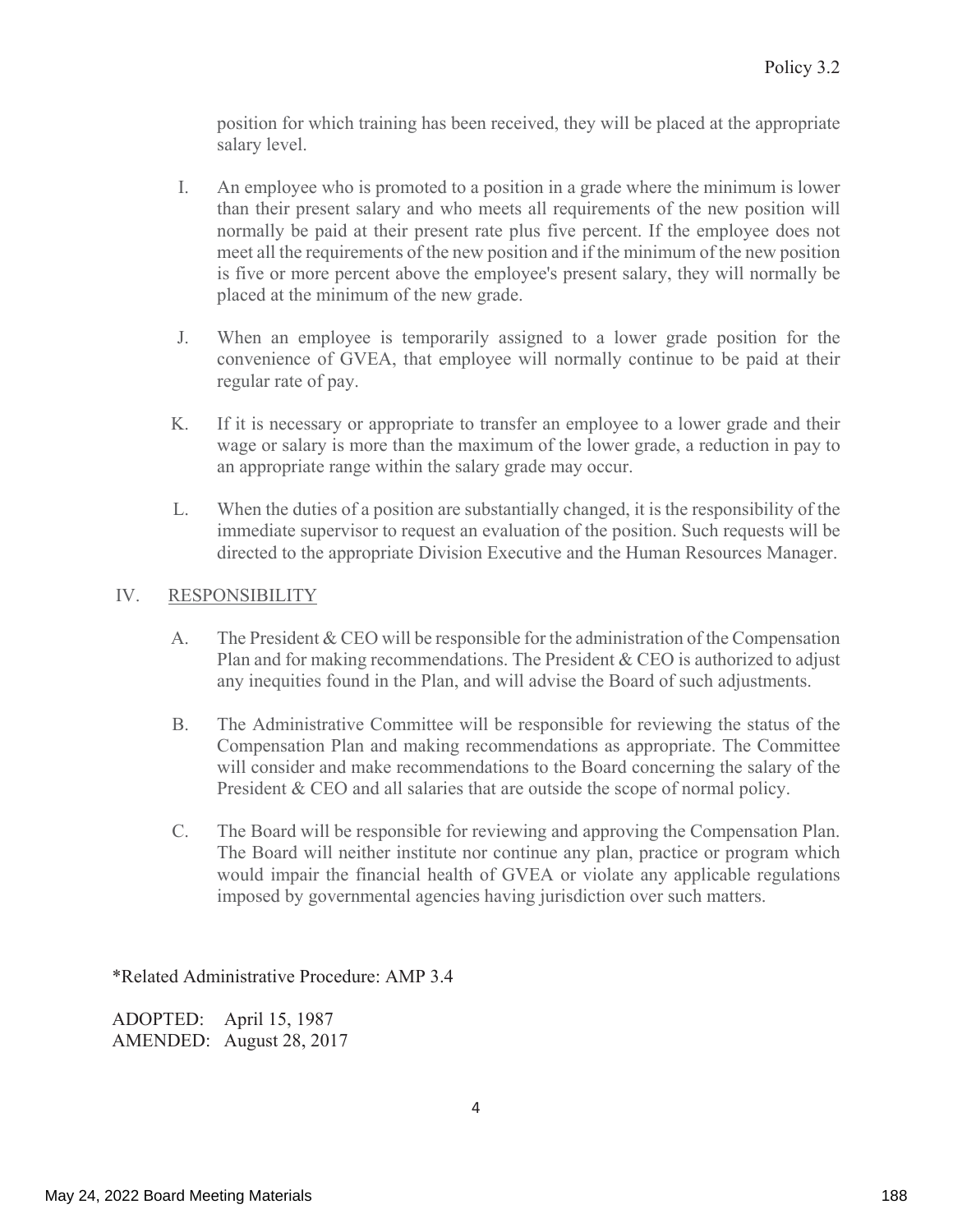position for which training has been received, they will be placed at the appropriate salary level.

I. An employee who is promoted to a position in a grade where the minimum is lower than their present salary and who meets all requirements of the new position will normally be paid at their present rate plus five percent. If the employee does not meet all the requirements of the new position and if the minimum of the new position is five or more percent above the employee's present salary, they will normally be placed at the minimum of the new grade.

J. When an employee is temporarily assigned to a lower grade position for the convenience of GVEA, that employee will normally continue to be paid at their regular rate of pay.

K. If it is necessary or appropriate to transfer an employee to a lower grade and their wage or salary is more than the maximum of the lower grade, a reduction in pay to an appropriate range within the salary grade may occur.

L. When the duties of a position are substantially changed, it is the responsibility of the immediate supervisor to request an evaluation of the position. Such requests will be directed to the appropriate Division Executive and the Human Resources Manager.

## IV. RESPONSIBILITY

A. The President & CEO will be responsible for the administration of the Compensation Plan and for making recommendations. The President & CEO is authorized to adjust any inequities found in the Plan, and will advise the Board of such adjustments.

B. The Administrative Committee will be responsible for reviewing the status of the Compensation Plan and making recommendations as appropriate. The Committee will consider and make recommendations to the Board concerning the salary of the President & CEO and all salaries that are outside the scope of normal policy.

C. The Board will be responsible for reviewing and approving the Compensation Plan. The Board will neither institute nor continue any plan, practice or program which would impair the financial health of GVEA or violate any applicable regulations imposed by governmental agencies having jurisdiction over such matters.

*Related Administrative Procedure: AMP 3.4

ADOPTED: April 15, 1987
AMENDED: August 28, 2017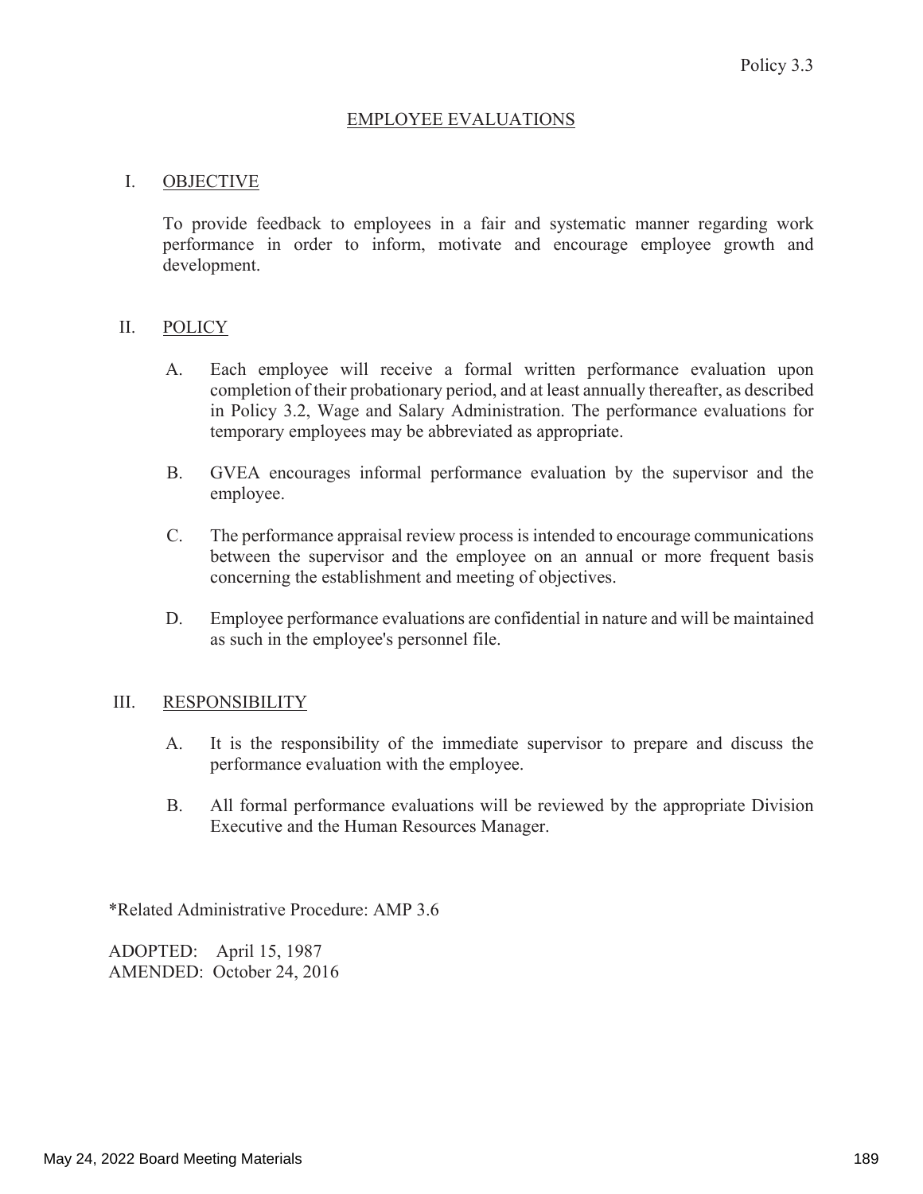Policy 3.3

# EMPLOYEE EVALUATIONS

## I. OBJECTIVE

To provide feedback to employees in a fair and systematic manner regarding work performance in order to inform, motivate and encourage employee growth and development.

## II. POLICY

A. Each employee will receive a formal written performance evaluation upon completion of their probationary period, and at least annually thereafter, as described in Policy 3.2, Wage and Salary Administration. The performance evaluations for temporary employees may be abbreviated as appropriate.

B. GVEA encourages informal performance evaluation by the supervisor and the employee.

C. The performance appraisal review process is intended to encourage communications between the supervisor and the employee on an annual or more frequent basis concerning the establishment and meeting of objectives.

D. Employee performance evaluations are confidential in nature and will be maintained as such in the employee's personnel file.

## III. RESPONSIBILITY

A. It is the responsibility of the immediate supervisor to prepare and discuss the performance evaluation with the employee.

B. All formal performance evaluations will be reviewed by the appropriate Division Executive and the Human Resources Manager.

*Related Administrative Procedure: AMP 3.6

ADOPTED: April 15, 1987
AMENDED: October 24, 2016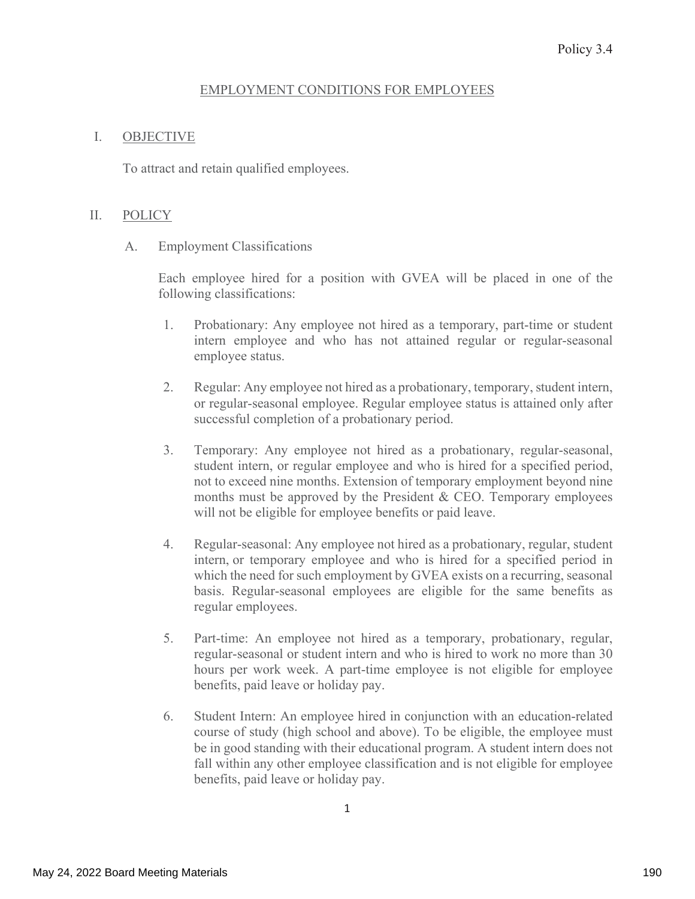Policy 3.4

## EMPLOYMENT CONDITIONS FOR EMPLOYEES

### I. OBJECTIVE

To attract and retain qualified employees.

### II. POLICY

A. Employment Classifications

Each employee hired for a position with GVEA will be placed in one of the following classifications:

1. Probationary: Any employee not hired as a temporary, part-time or student intern employee and who has not attained regular or regular-seasonal employee status.

2. Regular: Any employee not hired as a probationary, temporary, student intern, or regular-seasonal employee. Regular employee status is attained only after successful completion of a probationary period.

3. Temporary: Any employee not hired as a probationary, regular-seasonal, student intern, or regular employee and who is hired for a specified period, not to exceed nine months. Extension of temporary employment beyond nine months must be approved by the President & CEO. Temporary employees will not be eligible for employee benefits or paid leave.

4. Regular-seasonal: Any employee not hired as a probationary, regular, student intern, or temporary employee and who is hired for a specified period in which the need for such employment by GVEA exists on a recurring, seasonal basis. Regular-seasonal employees are eligible for the same benefits as regular employees.

5. Part-time: An employee not hired as a temporary, probationary, regular, regular-seasonal or student intern and who is hired to work no more than 30 hours per work week. A part-time employee is not eligible for employee benefits, paid leave or holiday pay.

6. Student Intern: An employee hired in conjunction with an education-related course of study (high school and above). To be eligible, the employee must be in good standing with their educational program. A student intern does not fall within any other employee classification and is not eligible for employee benefits, paid leave or holiday pay.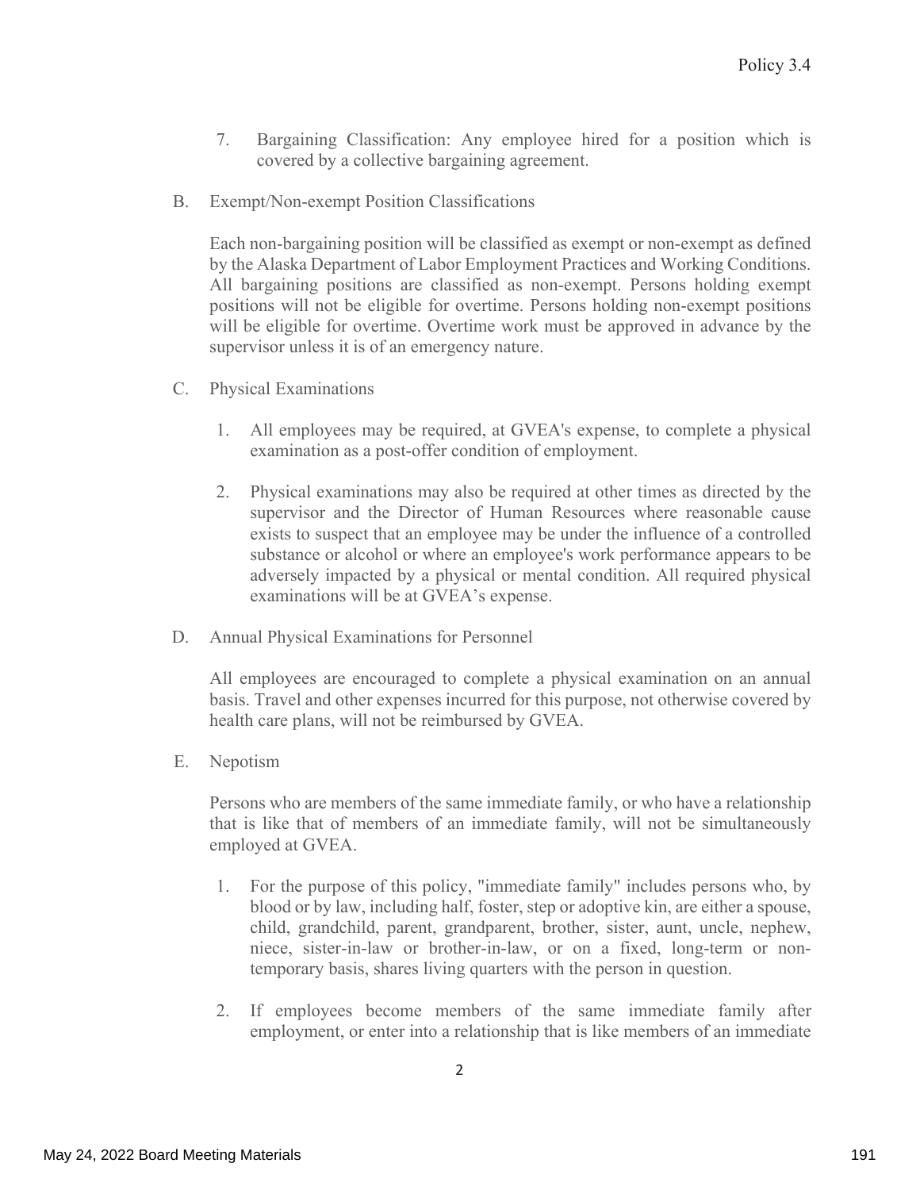7. Bargaining Classification: Any employee hired for a position which is covered by a collective bargaining agreement.

B. Exempt/Non-exempt Position Classifications

Each non-bargaining position will be classified as exempt or non-exempt as defined by the Alaska Department of Labor Employment Practices and Working Conditions. All bargaining positions are classified as non-exempt. Persons holding exempt positions will not be eligible for overtime. Persons holding non-exempt positions will be eligible for overtime. Overtime work must be approved in advance by the supervisor unless it is of an emergency nature.

C. Physical Examinations

1. All employees may be required, at GVEA's expense, to complete a physical examination as a post-offer condition of employment.

2. Physical examinations may also be required at other times as directed by the supervisor and the Director of Human Resources where reasonable cause exists to suspect that an employee may be under the influence of a controlled substance or alcohol or where an employee's work performance appears to be adversely impacted by a physical or mental condition. All required physical examinations will be at GVEA's expense.

D. Annual Physical Examinations for Personnel

All employees are encouraged to complete a physical examination on an annual basis. Travel and other expenses incurred for this purpose, not otherwise covered by health care plans, will not be reimbursed by GVEA.

E. Nepotism

Persons who are members of the same immediate family, or who have a relationship that is like that of members of an immediate family, will not be simultaneously employed at GVEA.

1. For the purpose of this policy, "immediate family" includes persons who, by blood or by law, including half, foster, step or adoptive kin, are either a spouse, child, grandchild, parent, grandparent, brother, sister, aunt, uncle, nephew, niece, sister-in-law or brother-in-law, or on a fixed, long-term or non-temporary basis, shares living quarters with the person in question.

2. If employees become members of the same immediate family after employment, or enter into a relationship that is like members of an immediate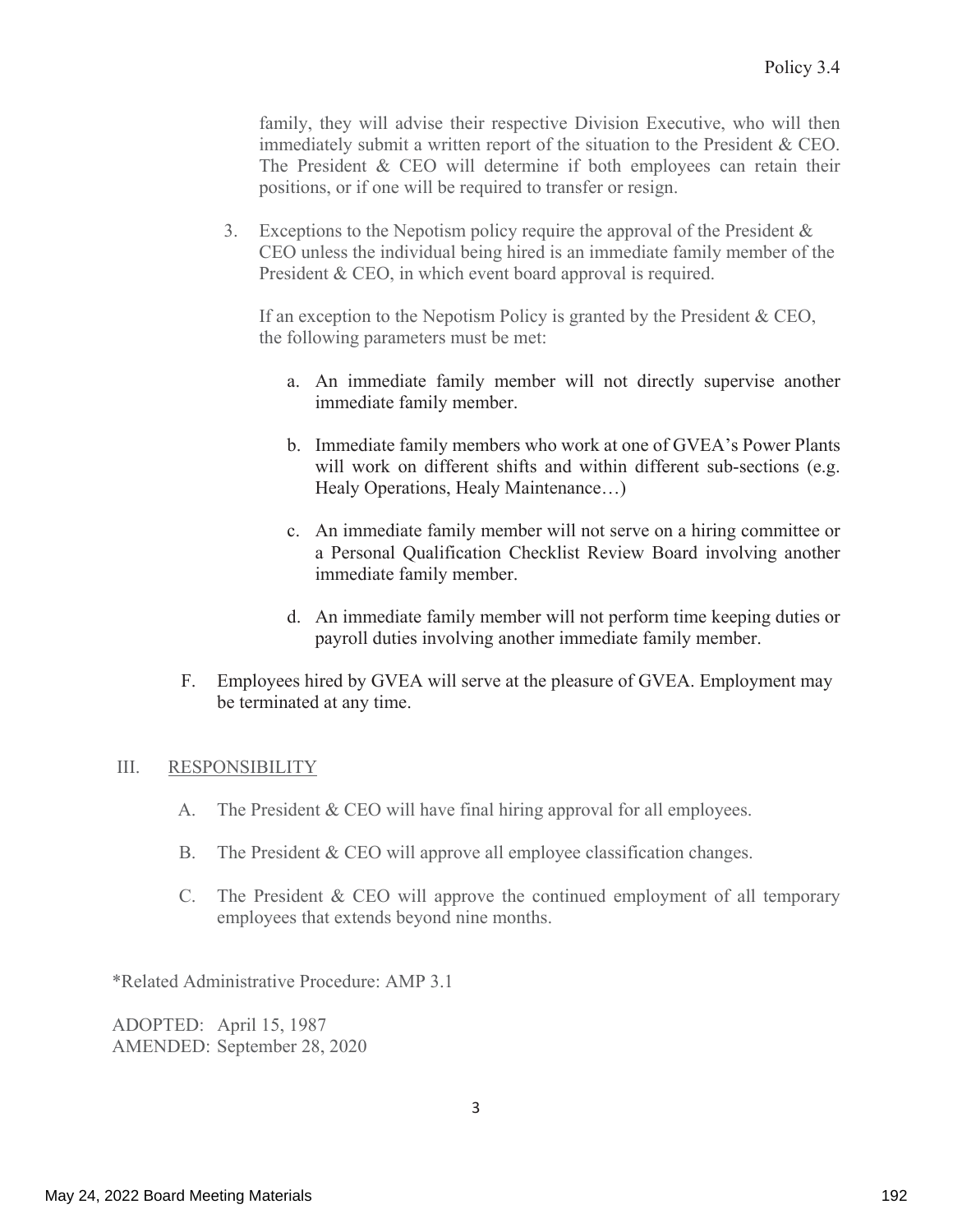family, they will advise their respective Division Executive, who will then immediately submit a written report of the situation to the President & CEO. The President & CEO will determine if both employees can retain their positions, or if one will be required to transfer or resign.

3. Exceptions to the Nepotism policy require the approval of the President & CEO unless the individual being hired is an immediate family member of the President & CEO, in which event board approval is required.

   If an exception to the Nepotism Policy is granted by the President & CEO, the following parameters must be met:

   a. An immediate family member will not directly supervise another immediate family member.

   b. Immediate family members who work at one of GVEA's Power Plants will work on different shifts and within different sub-sections (e.g. Healy Operations, Healy Maintenance…)

   c. An immediate family member will not serve on a hiring committee or a Personal Qualification Checklist Review Board involving another immediate family member.

   d. An immediate family member will not perform time keeping duties or payroll duties involving another immediate family member.

F. Employees hired by GVEA will serve at the pleasure of GVEA. Employment may be terminated at any time.

## III. RESPONSIBILITY

A. The President & CEO will have final hiring approval for all employees.

B. The President & CEO will approve all employee classification changes.

C. The President & CEO will approve the continued employment of all temporary employees that extends beyond nine months.

*Related Administrative Procedure: AMP 3.1

ADOPTED: April 15, 1987
AMENDED: September 28, 2020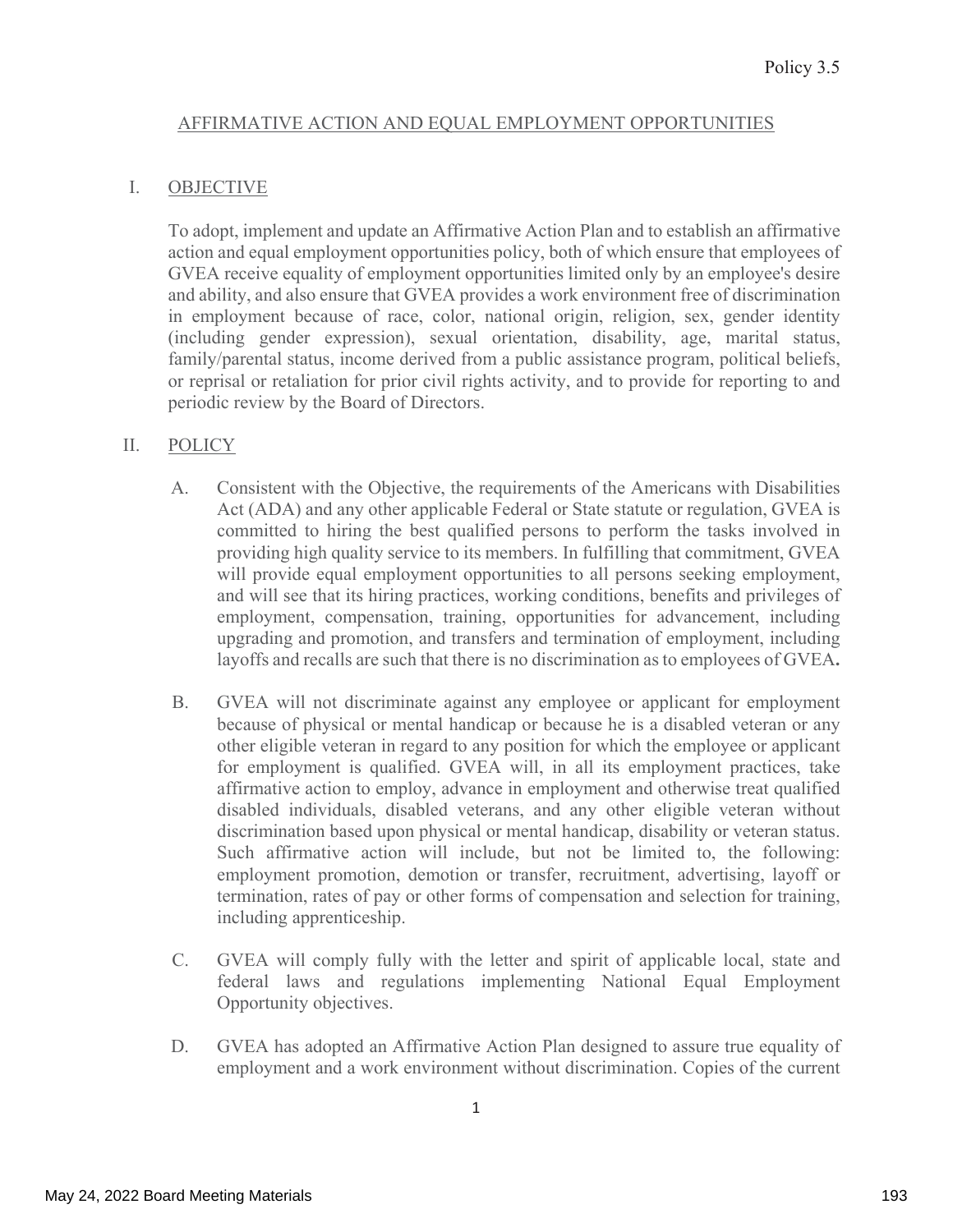Policy 3.5

# AFFIRMATIVE ACTION AND EQUAL EMPLOYMENT OPPORTUNITIES

## I. OBJECTIVE

To adopt, implement and update an Affirmative Action Plan and to establish an affirmative action and equal employment opportunities policy, both of which ensure that employees of GVEA receive equality of employment opportunities limited only by an employee's desire and ability, and also ensure that GVEA provides a work environment free of discrimination in employment because of race, color, national origin, religion, sex, gender identity (including gender expression), sexual orientation, disability, age, marital status, family/parental status, income derived from a public assistance program, political beliefs, or reprisal or retaliation for prior civil rights activity, and to provide for reporting to and periodic review by the Board of Directors.

## II. POLICY

A. Consistent with the Objective, the requirements of the Americans with Disabilities Act (ADA) and any other applicable Federal or State statute or regulation, GVEA is committed to hiring the best qualified persons to perform the tasks involved in providing high quality service to its members. In fulfilling that commitment, GVEA will provide equal employment opportunities to all persons seeking employment, and will see that its hiring practices, working conditions, benefits and privileges of employment, compensation, training, opportunities for advancement, including upgrading and promotion, and transfers and termination of employment, including layoffs and recalls are such that there is no discrimination as to employees of GVEA**.**

B. GVEA will not discriminate against any employee or applicant for employment because of physical or mental handicap or because he is a disabled veteran or any other eligible veteran in regard to any position for which the employee or applicant for employment is qualified. GVEA will, in all its employment practices, take affirmative action to employ, advance in employment and otherwise treat qualified disabled individuals, disabled veterans, and any other eligible veteran without discrimination based upon physical or mental handicap, disability or veteran status. Such affirmative action will include, but not be limited to, the following: employment promotion, demotion or transfer, recruitment, advertising, layoff or termination, rates of pay or other forms of compensation and selection for training, including apprenticeship.

C. GVEA will comply fully with the letter and spirit of applicable local, state and federal laws and regulations implementing National Equal Employment Opportunity objectives.

D. GVEA has adopted an Affirmative Action Plan designed to assure true equality of employment and a work environment without discrimination. Copies of the current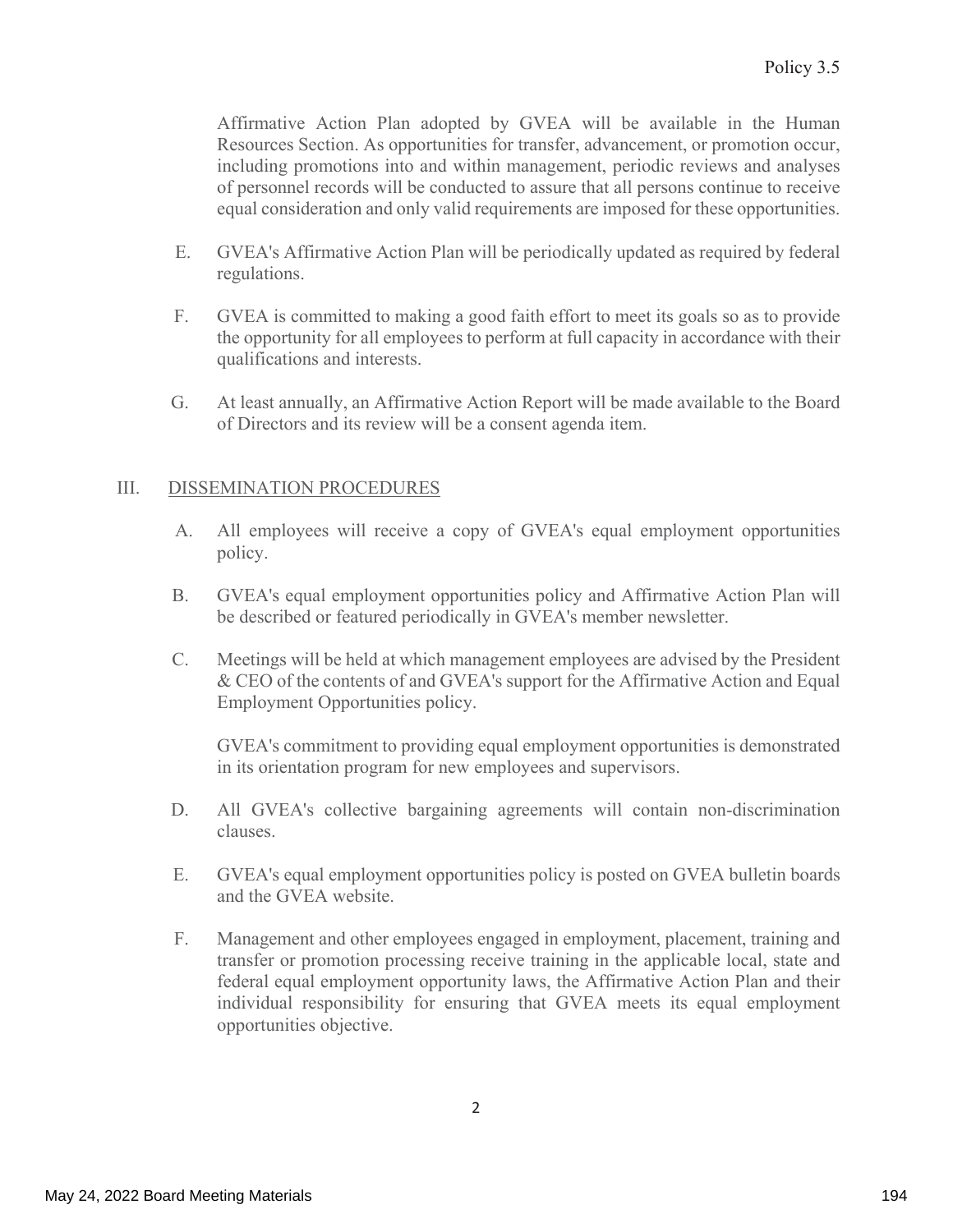Affirmative Action Plan adopted by GVEA will be available in the Human Resources Section. As opportunities for transfer, advancement, or promotion occur, including promotions into and within management, periodic reviews and analyses of personnel records will be conducted to assure that all persons continue to receive equal consideration and only valid requirements are imposed for these opportunities.

E. GVEA's Affirmative Action Plan will be periodically updated as required by federal regulations.

F. GVEA is committed to making a good faith effort to meet its goals so as to provide the opportunity for all employees to perform at full capacity in accordance with their qualifications and interests.

G. At least annually, an Affirmative Action Report will be made available to the Board of Directors and its review will be a consent agenda item.

## III. DISSEMINATION PROCEDURES

A. All employees will receive a copy of GVEA's equal employment opportunities policy.

B. GVEA's equal employment opportunities policy and Affirmative Action Plan will be described or featured periodically in GVEA's member newsletter.

C. Meetings will be held at which management employees are advised by the President & CEO of the contents of and GVEA's support for the Affirmative Action and Equal Employment Opportunities policy.

GVEA's commitment to providing equal employment opportunities is demonstrated in its orientation program for new employees and supervisors.

D. All GVEA's collective bargaining agreements will contain non-discrimination clauses.

E. GVEA's equal employment opportunities policy is posted on GVEA bulletin boards and the GVEA website.

F. Management and other employees engaged in employment, placement, training and transfer or promotion processing receive training in the applicable local, state and federal equal employment opportunity laws, the Affirmative Action Plan and their individual responsibility for ensuring that GVEA meets its equal employment opportunities objective.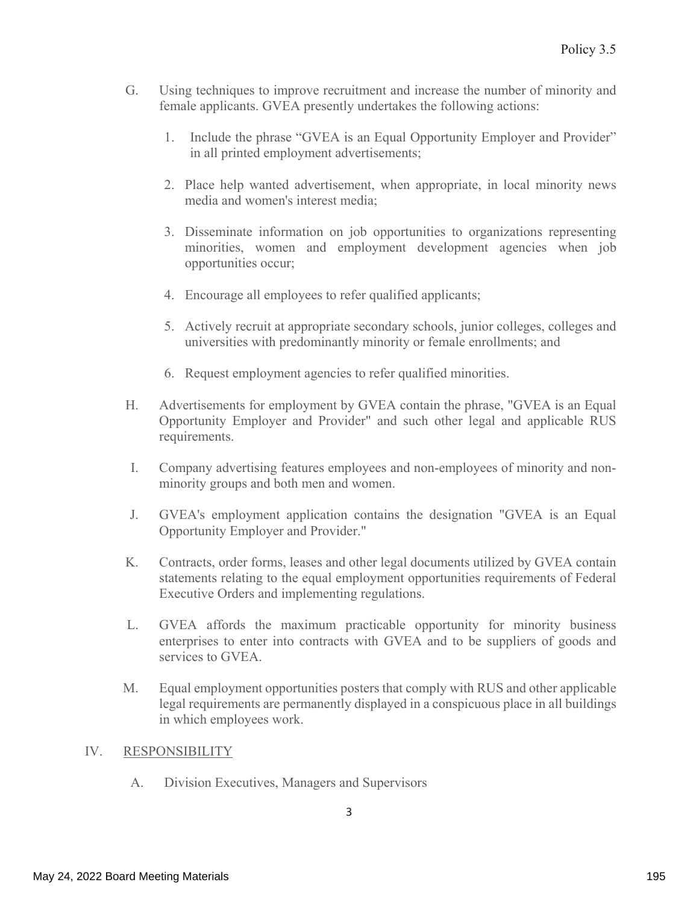G. Using techniques to improve recruitment and increase the number of minority and female applicants. GVEA presently undertakes the following actions:

1. Include the phrase "GVEA is an Equal Opportunity Employer and Provider" in all printed employment advertisements;

2. Place help wanted advertisement, when appropriate, in local minority news media and women's interest media;

3. Disseminate information on job opportunities to organizations representing minorities, women and employment development agencies when job opportunities occur;

4. Encourage all employees to refer qualified applicants;

5. Actively recruit at appropriate secondary schools, junior colleges, colleges and universities with predominantly minority or female enrollments; and

6. Request employment agencies to refer qualified minorities.

H. Advertisements for employment by GVEA contain the phrase, "GVEA is an Equal Opportunity Employer and Provider" and such other legal and applicable RUS requirements.

I. Company advertising features employees and non-employees of minority and non-minority groups and both men and women.

J. GVEA's employment application contains the designation "GVEA is an Equal Opportunity Employer and Provider."

K. Contracts, order forms, leases and other legal documents utilized by GVEA contain statements relating to the equal employment opportunities requirements of Federal Executive Orders and implementing regulations.

L. GVEA affords the maximum practicable opportunity for minority business enterprises to enter into contracts with GVEA and to be suppliers of goods and services to GVEA.

M. Equal employment opportunities posters that comply with RUS and other applicable legal requirements are permanently displayed in a conspicuous place in all buildings in which employees work.

## IV. RESPONSIBILITY

A. Division Executives, Managers and Supervisors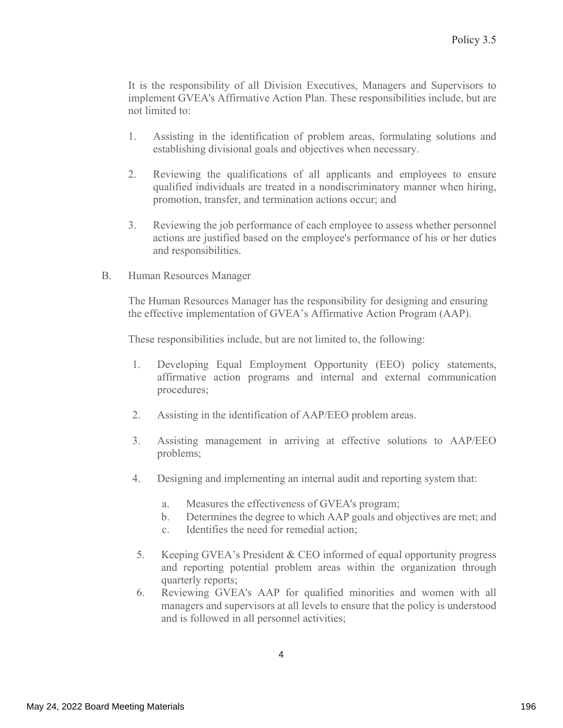It is the responsibility of all Division Executives, Managers and Supervisors to implement GVEA's Affirmative Action Plan. These responsibilities include, but are not limited to:

1. Assisting in the identification of problem areas, formulating solutions and establishing divisional goals and objectives when necessary.

2. Reviewing the qualifications of all applicants and employees to ensure qualified individuals are treated in a nondiscriminatory manner when hiring, promotion, transfer, and termination actions occur; and

3. Reviewing the job performance of each employee to assess whether personnel actions are justified based on the employee's performance of his or her duties and responsibilities.

B. Human Resources Manager

The Human Resources Manager has the responsibility for designing and ensuring the effective implementation of GVEA's Affirmative Action Program (AAP).

These responsibilities include, but are not limited to, the following:

1. Developing Equal Employment Opportunity (EEO) policy statements, affirmative action programs and internal and external communication procedures;

2. Assisting in the identification of AAP/EEO problem areas.

3. Assisting management in arriving at effective solutions to AAP/EEO problems;

4. Designing and implementing an internal audit and reporting system that:

   a. Measures the effectiveness of GVEA's program;
   b. Determines the degree to which AAP goals and objectives are met; and
   c. Identifies the need for remedial action;

5. Keeping GVEA's President & CEO informed of equal opportunity progress and reporting potential problem areas within the organization through quarterly reports;

6. Reviewing GVEA's AAP for qualified minorities and women with all managers and supervisors at all levels to ensure that the policy is understood and is followed in all personnel activities;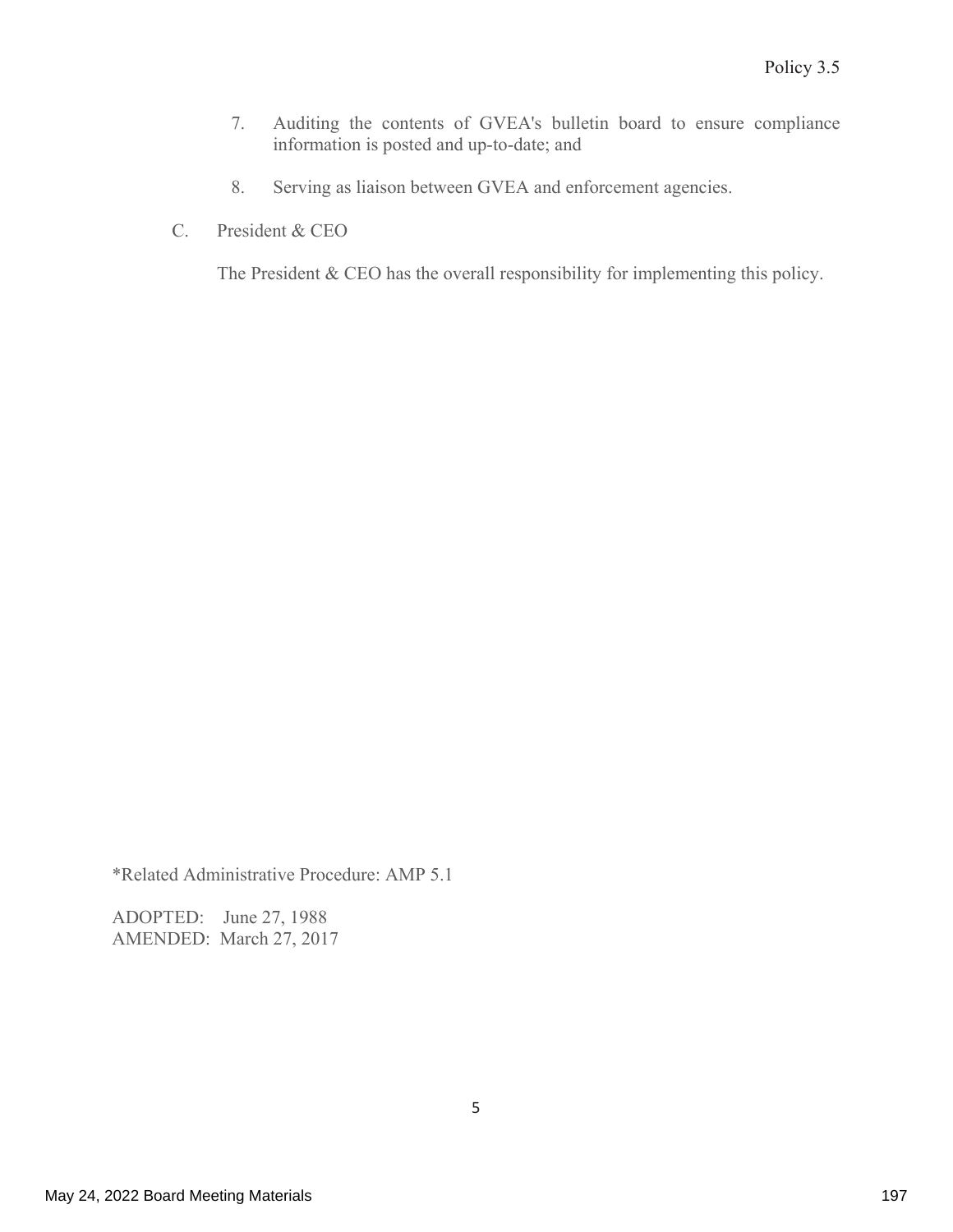7. Auditing the contents of GVEA's bulletin board to ensure compliance information is posted and up-to-date; and

8. Serving as liaison between GVEA and enforcement agencies.

C. President & CEO

The President & CEO has the overall responsibility for implementing this policy.

*Related Administrative Procedure: AMP 5.1

ADOPTED: June 27, 1988
AMENDED: March 27, 2017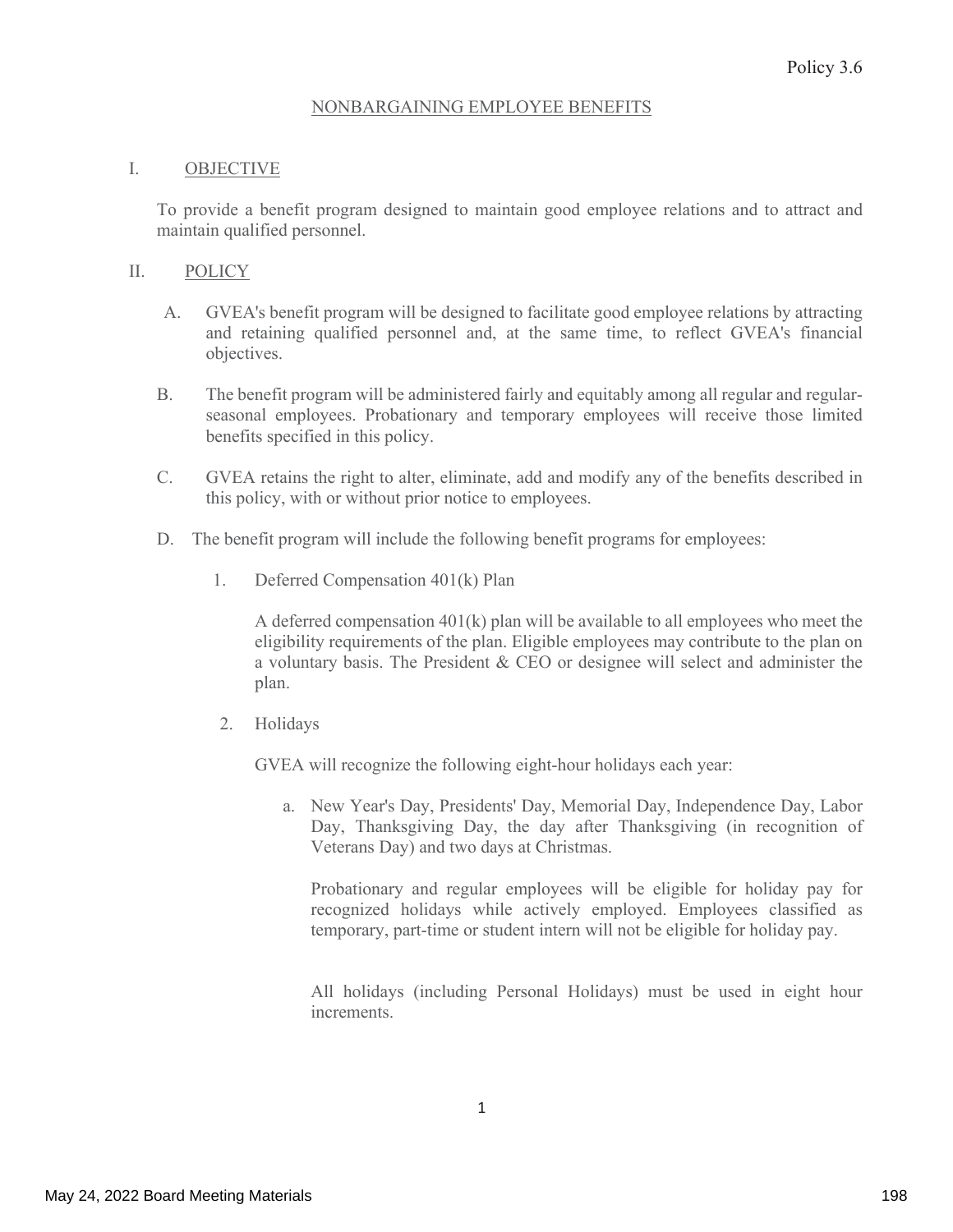Policy 3.6

NONBARGAINING EMPLOYEE BENEFITS

I. OBJECTIVE

To provide a benefit program designed to maintain good employee relations and to attract and maintain qualified personnel.

II. POLICY

A. GVEA's benefit program will be designed to facilitate good employee relations by attracting and retaining qualified personnel and, at the same time, to reflect GVEA's financial objectives.

B. The benefit program will be administered fairly and equitably among all regular and regular-seasonal employees. Probationary and temporary employees will receive those limited benefits specified in this policy.

C. GVEA retains the right to alter, eliminate, add and modify any of the benefits described in this policy, with or without prior notice to employees.

D. The benefit program will include the following benefit programs for employees:

1. Deferred Compensation 401(k) Plan

   A deferred compensation 401(k) plan will be available to all employees who meet the eligibility requirements of the plan. Eligible employees may contribute to the plan on a voluntary basis. The President & CEO or designee will select and administer the plan.

2. Holidays

   GVEA will recognize the following eight-hour holidays each year:

   a. New Year's Day, Presidents' Day, Memorial Day, Independence Day, Labor Day, Thanksgiving Day, the day after Thanksgiving (in recognition of Veterans Day) and two days at Christmas.

      Probationary and regular employees will be eligible for holiday pay for recognized holidays while actively employed. Employees classified as temporary, part-time or student intern will not be eligible for holiday pay.

      All holidays (including Personal Holidays) must be used in eight hour increments.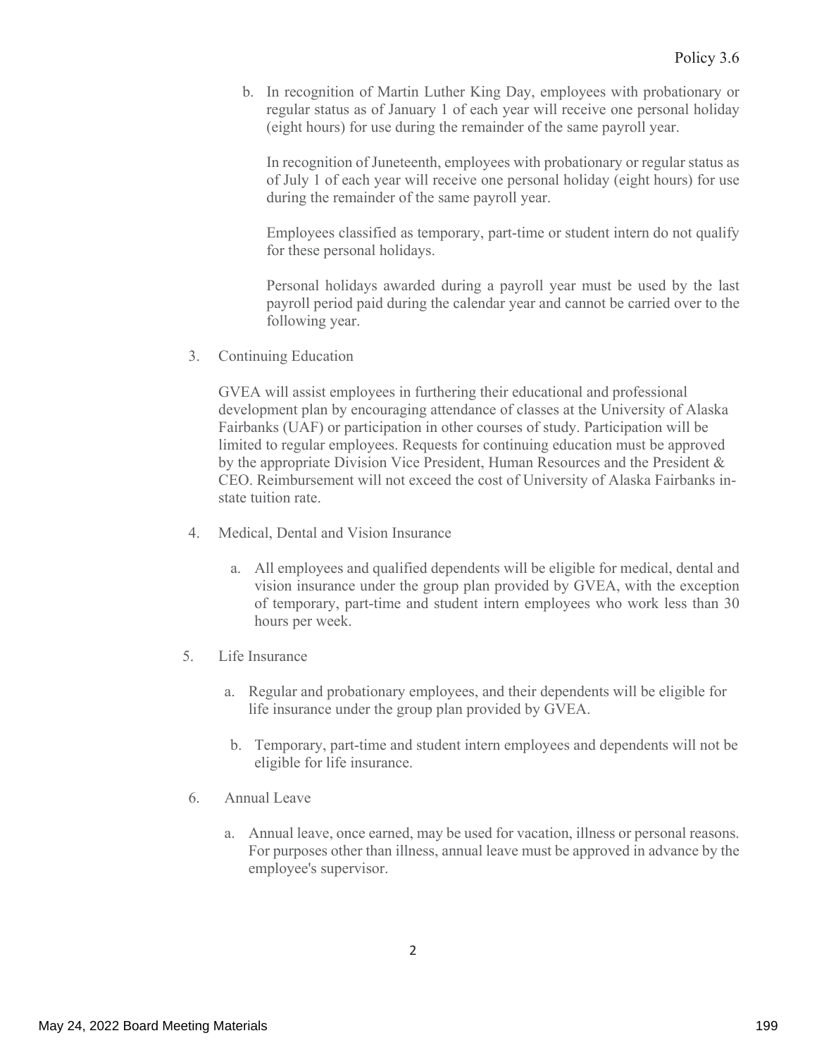b. In recognition of Martin Luther King Day, employees with probationary or regular status as of January 1 of each year will receive one personal holiday (eight hours) for use during the remainder of the same payroll year.

   In recognition of Juneteenth, employees with probationary or regular status as of July 1 of each year will receive one personal holiday (eight hours) for use during the remainder of the same payroll year.

   Employees classified as temporary, part-time or student intern do not qualify for these personal holidays.

   Personal holidays awarded during a payroll year must be used by the last payroll period paid during the calendar year and cannot be carried over to the following year.

3. Continuing Education

   GVEA will assist employees in furthering their educational and professional development plan by encouraging attendance of classes at the University of Alaska Fairbanks (UAF) or participation in other courses of study. Participation will be limited to regular employees. Requests for continuing education must be approved by the appropriate Division Vice President, Human Resources and the President & CEO. Reimbursement will not exceed the cost of University of Alaska Fairbanks in-state tuition rate.

4. Medical, Dental and Vision Insurance

   a. All employees and qualified dependents will be eligible for medical, dental and vision insurance under the group plan provided by GVEA, with the exception of temporary, part-time and student intern employees who work less than 30 hours per week.

5. Life Insurance

   a. Regular and probationary employees, and their dependents will be eligible for life insurance under the group plan provided by GVEA.

   b. Temporary, part-time and student intern employees and dependents will not be eligible for life insurance.

6. Annual Leave

   a. Annual leave, once earned, may be used for vacation, illness or personal reasons. For purposes other than illness, annual leave must be approved in advance by the employee's supervisor.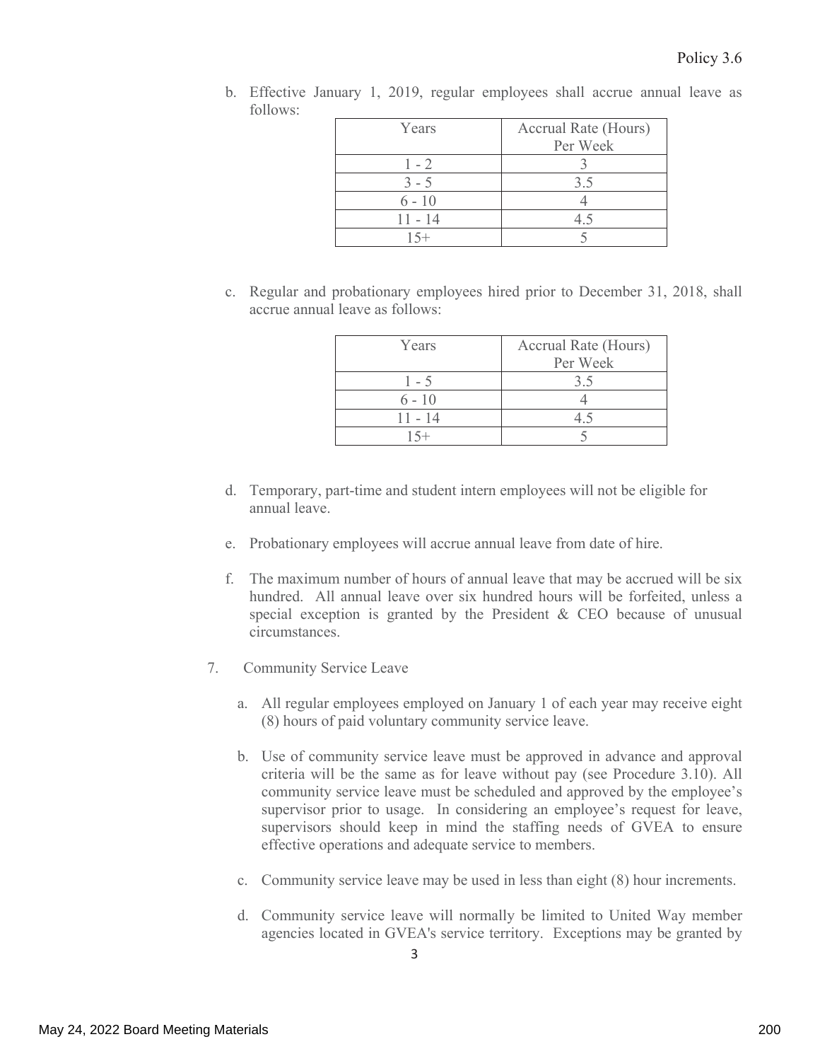b. Effective January 1, 2019, regular employees shall accrue annual leave as follows:

| Years | Accrual Rate (Hours) Per Week |
|---|---|
| 1 - 2 | 3 |
| 3 - 5 | 3.5 |
| 6 - 10 | 4 |
| 11 - 14 | 4.5 |
| 15+ | 5 |

c. Regular and probationary employees hired prior to December 31, 2018, shall accrue annual leave as follows:

| Years | Accrual Rate (Hours) Per Week |
|---|---|
| 1 - 5 | 3.5 |
| 6 - 10 | 4 |
| 11 - 14 | 4.5 |
| 15+ | 5 |

d. Temporary, part-time and student intern employees will not be eligible for annual leave.

e. Probationary employees will accrue annual leave from date of hire.

f. The maximum number of hours of annual leave that may be accrued will be six hundred. All annual leave over six hundred hours will be forfeited, unless a special exception is granted by the President & CEO because of unusual circumstances.

7. Community Service Leave

a. All regular employees employed on January 1 of each year may receive eight (8) hours of paid voluntary community service leave.

b. Use of community service leave must be approved in advance and approval criteria will be the same as for leave without pay (see Procedure 3.10). All community service leave must be scheduled and approved by the employee's supervisor prior to usage. In considering an employee's request for leave, supervisors should keep in mind the staffing needs of GVEA to ensure effective operations and adequate service to members.

c. Community service leave may be used in less than eight (8) hour increments.

d. Community service leave will normally be limited to United Way member agencies located in GVEA's service territory. Exceptions may be granted by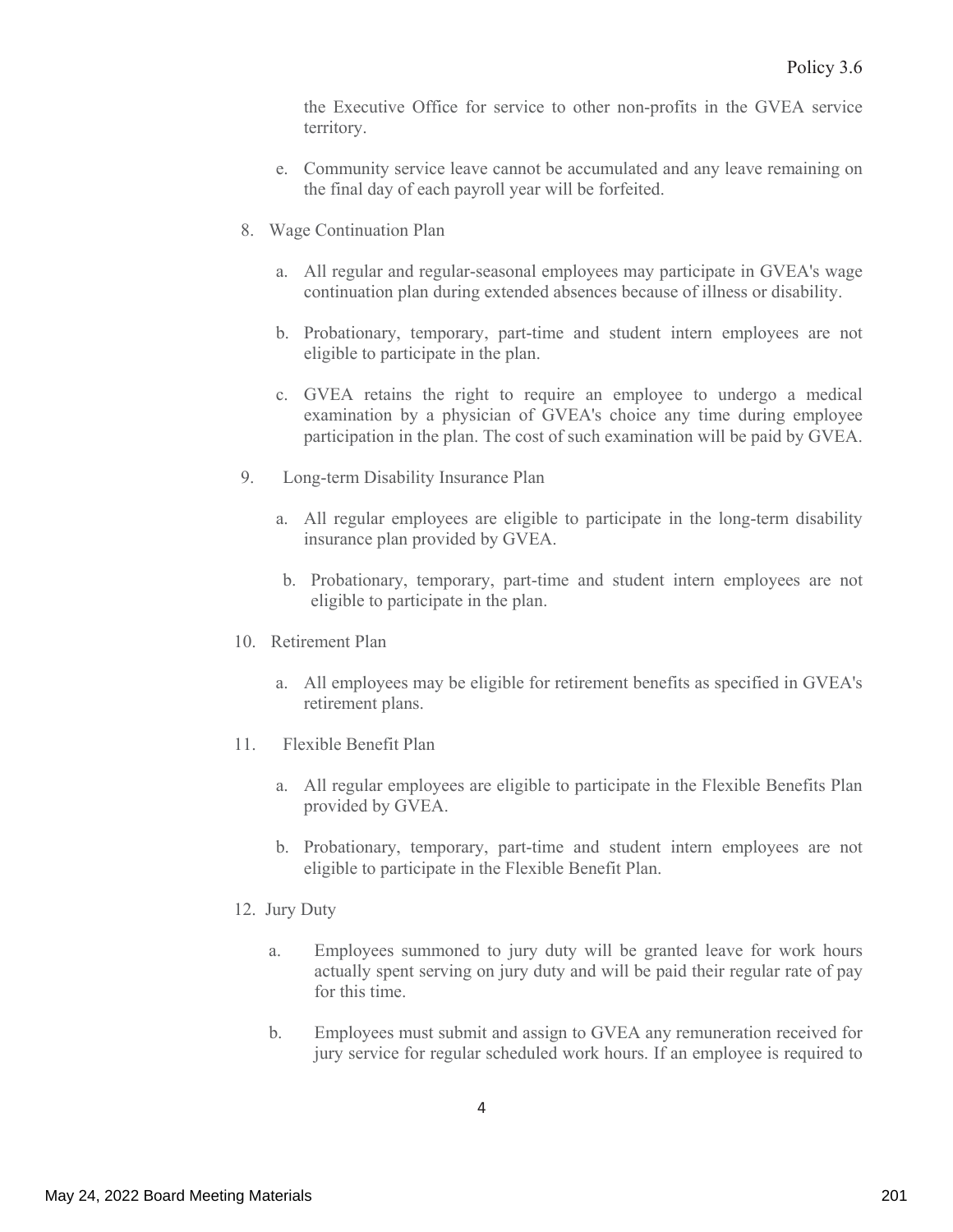the Executive Office for service to other non-profits in the GVEA service territory.

e. Community service leave cannot be accumulated and any leave remaining on the final day of each payroll year will be forfeited.

8. Wage Continuation Plan

   a. All regular and regular-seasonal employees may participate in GVEA's wage continuation plan during extended absences because of illness or disability.

   b. Probationary, temporary, part-time and student intern employees are not eligible to participate in the plan.

   c. GVEA retains the right to require an employee to undergo a medical examination by a physician of GVEA's choice any time during employee participation in the plan. The cost of such examination will be paid by GVEA.

9. Long-term Disability Insurance Plan

   a. All regular employees are eligible to participate in the long-term disability insurance plan provided by GVEA.

   b. Probationary, temporary, part-time and student intern employees are not eligible to participate in the plan.

10. Retirement Plan

   a. All employees may be eligible for retirement benefits as specified in GVEA's retirement plans.

11. Flexible Benefit Plan

   a. All regular employees are eligible to participate in the Flexible Benefits Plan provided by GVEA.

   b. Probationary, temporary, part-time and student intern employees are not eligible to participate in the Flexible Benefit Plan.

12. Jury Duty

   a. Employees summoned to jury duty will be granted leave for work hours actually spent serving on jury duty and will be paid their regular rate of pay for this time.

   b. Employees must submit and assign to GVEA any remuneration received for jury service for regular scheduled work hours. If an employee is required to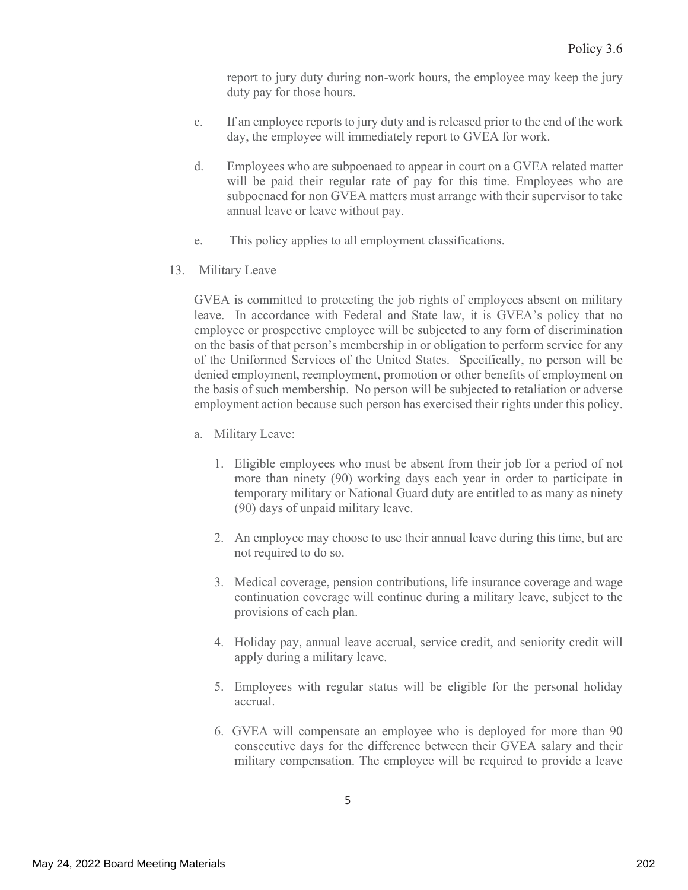report to jury duty during non-work hours, the employee may keep the jury duty pay for those hours.

c. If an employee reports to jury duty and is released prior to the end of the work day, the employee will immediately report to GVEA for work.

d. Employees who are subpoenaed to appear in court on a GVEA related matter will be paid their regular rate of pay for this time. Employees who are subpoenaed for non GVEA matters must arrange with their supervisor to take annual leave or leave without pay.

e. This policy applies to all employment classifications.

13. Military Leave

GVEA is committed to protecting the job rights of employees absent on military leave. In accordance with Federal and State law, it is GVEA's policy that no employee or prospective employee will be subjected to any form of discrimination on the basis of that person's membership in or obligation to perform service for any of the Uniformed Services of the United States. Specifically, no person will be denied employment, reemployment, promotion or other benefits of employment on the basis of such membership. No person will be subjected to retaliation or adverse employment action because such person has exercised their rights under this policy.

a. Military Leave:

1. Eligible employees who must be absent from their job for a period of not more than ninety (90) working days each year in order to participate in temporary military or National Guard duty are entitled to as many as ninety (90) days of unpaid military leave.

2. An employee may choose to use their annual leave during this time, but are not required to do so.

3. Medical coverage, pension contributions, life insurance coverage and wage continuation coverage will continue during a military leave, subject to the provisions of each plan.

4. Holiday pay, annual leave accrual, service credit, and seniority credit will apply during a military leave.

5. Employees with regular status will be eligible for the personal holiday accrual.

6. GVEA will compensate an employee who is deployed for more than 90 consecutive days for the difference between their GVEA salary and their military compensation. The employee will be required to provide a leave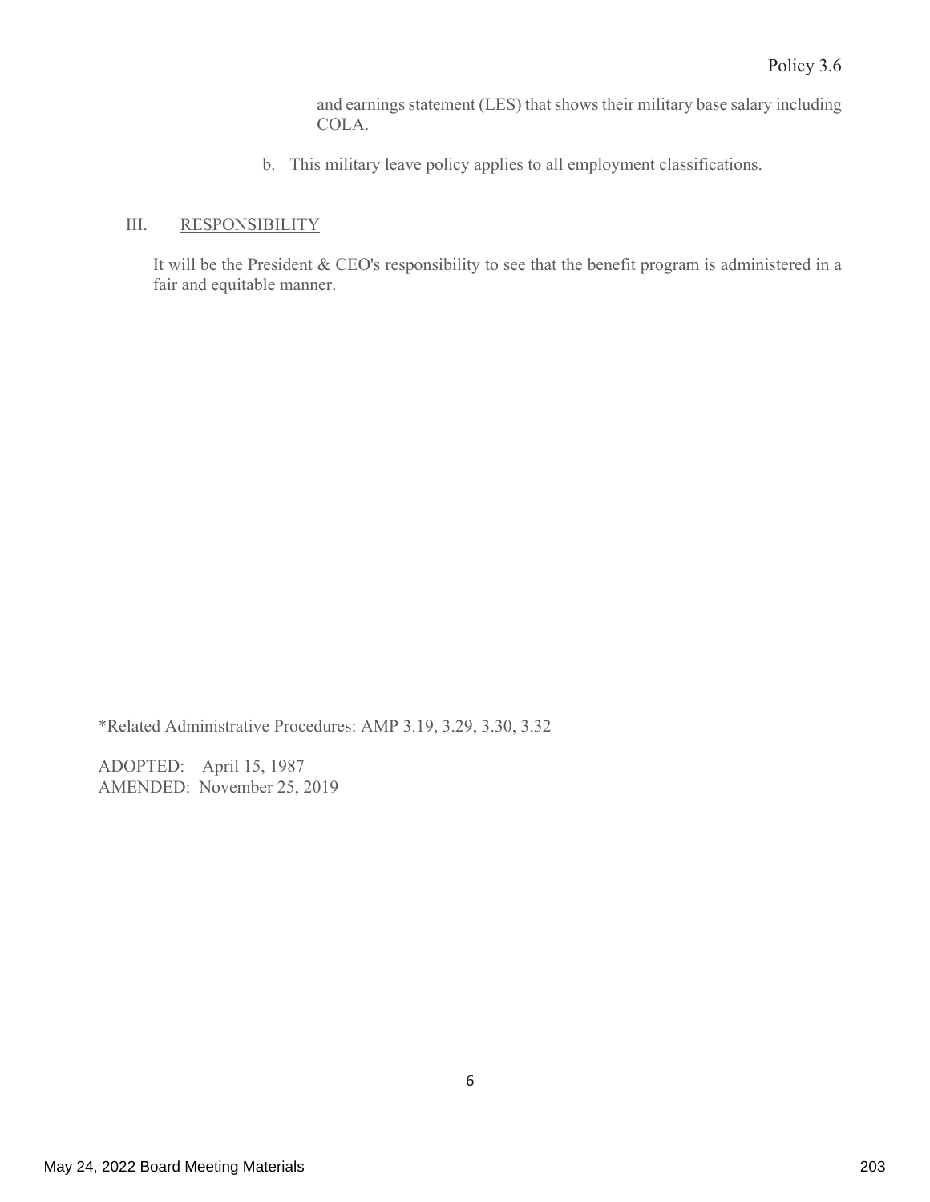and earnings statement (LES) that shows their military base salary including COLA.

b. This military leave policy applies to all employment classifications.

## III. RESPONSIBILITY

It will be the President & CEO's responsibility to see that the benefit program is administered in a fair and equitable manner.

*Related Administrative Procedures: AMP 3.19, 3.29, 3.30, 3.32

ADOPTED: April 15, 1987
AMENDED: November 25, 2019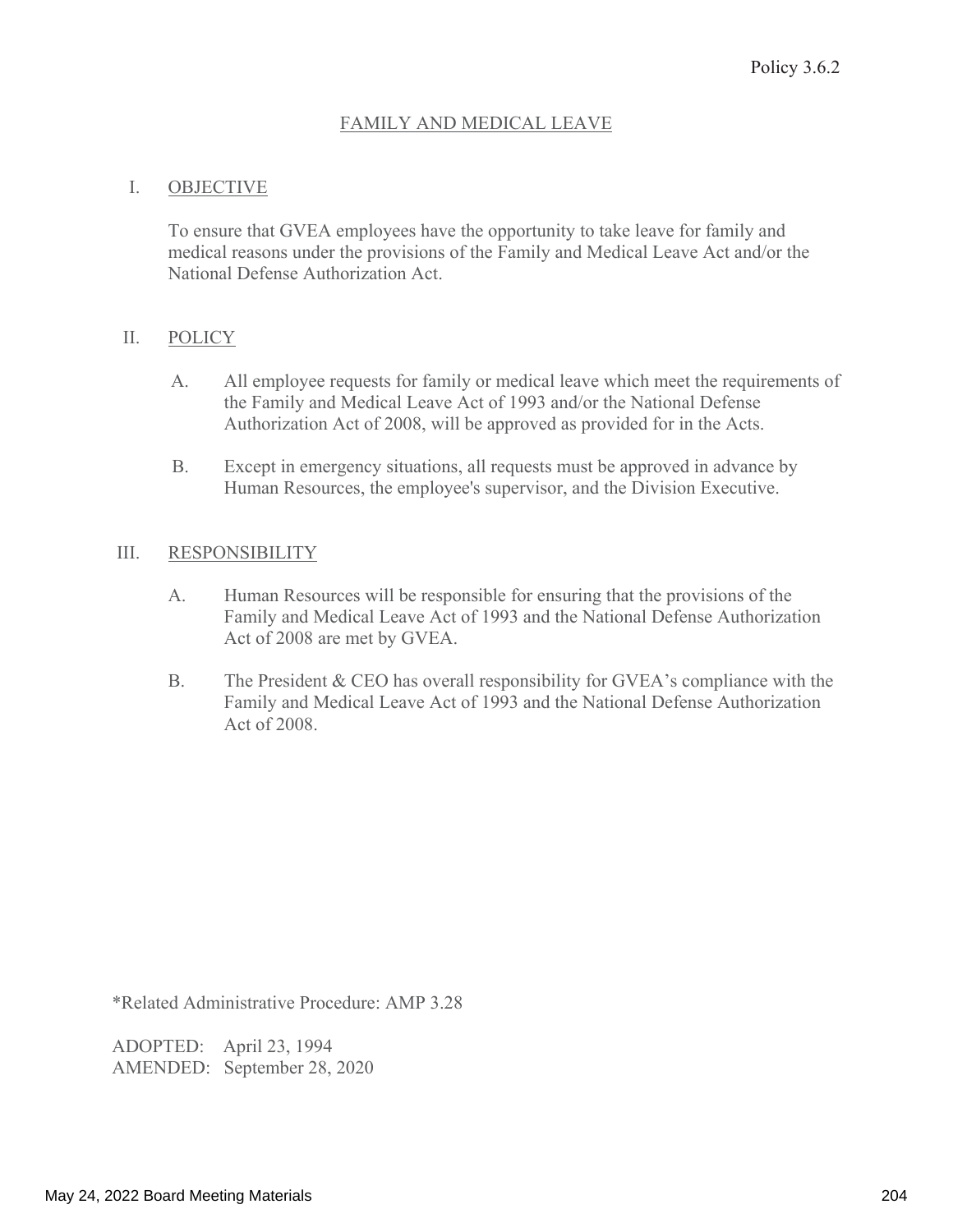Policy 3.6.2

# FAMILY AND MEDICAL LEAVE

## I. OBJECTIVE

To ensure that GVEA employees have the opportunity to take leave for family and medical reasons under the provisions of the Family and Medical Leave Act and/or the National Defense Authorization Act.

## II. POLICY

A. All employee requests for family or medical leave which meet the requirements of the Family and Medical Leave Act of 1993 and/or the National Defense Authorization Act of 2008, will be approved as provided for in the Acts.

B. Except in emergency situations, all requests must be approved in advance by Human Resources, the employee's supervisor, and the Division Executive.

## III. RESPONSIBILITY

A. Human Resources will be responsible for ensuring that the provisions of the Family and Medical Leave Act of 1993 and the National Defense Authorization Act of 2008 are met by GVEA.

B. The President & CEO has overall responsibility for GVEA's compliance with the Family and Medical Leave Act of 1993 and the National Defense Authorization Act of 2008.

*Related Administrative Procedure: AMP 3.28

ADOPTED: April 23, 1994
AMENDED: September 28, 2020